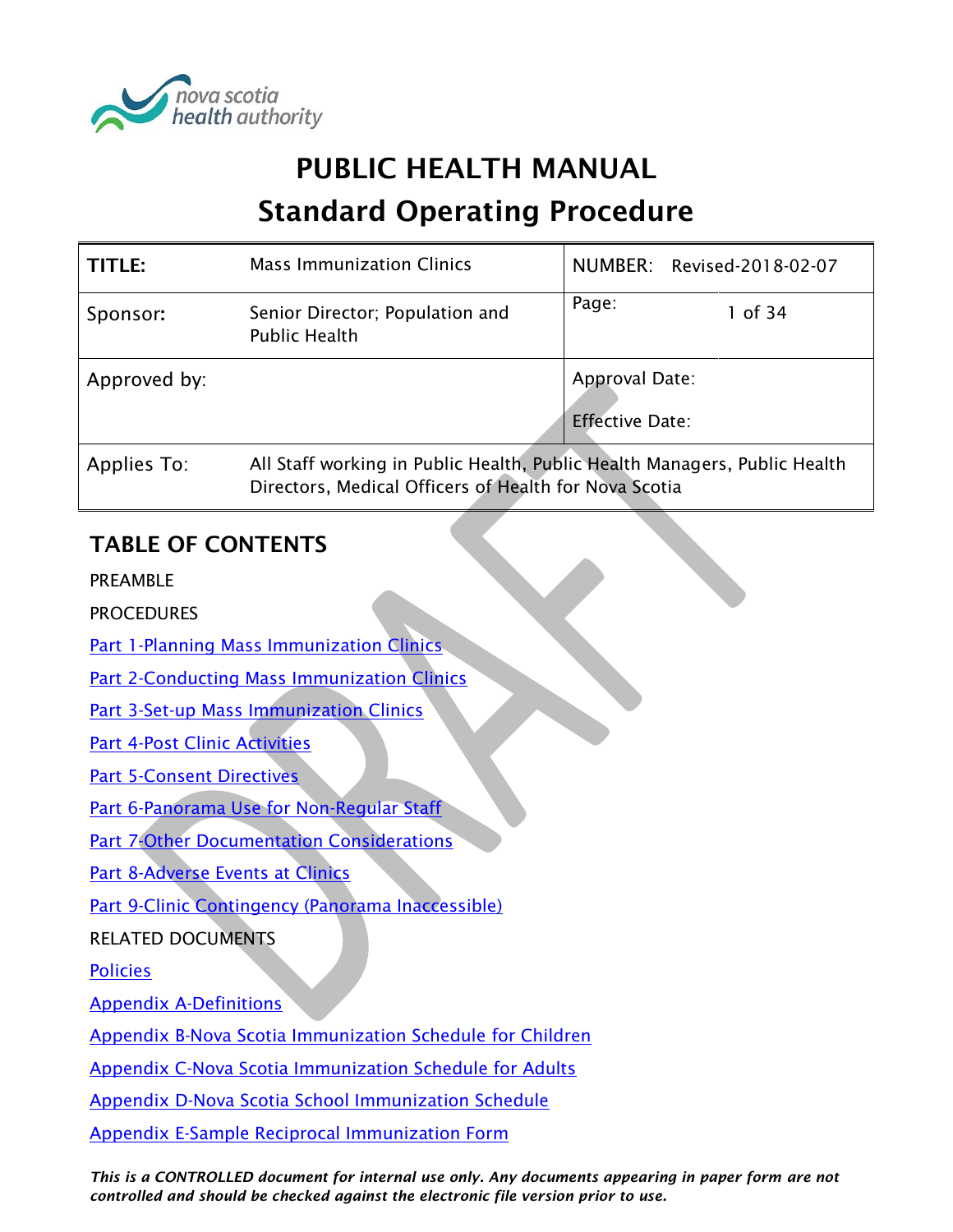# PUBLIC HEALTH MANUAL

# Standard Operating Procedure

| TITLE: | Mass Immunization Clinics | NUMBER: Revised-2018-02-07 |
|---|---|---|
| Sponsor: | Senior Director; Population and Public Health | Page: 1 of 34 |
| Approved by: | | Approval Date: <br> Effective Date: |
| Applies To: | All Staff working in Public Health, Public Health Managers, Public Health Directors, Medical Officers of Health for Nova Scotia | |

## TABLE OF CONTENTS

PREAMBLE

PROCEDURES

Part 1-Planning Mass Immunization Clinics

Part 2-Conducting Mass Immunization Clinics

Part 3-Set-up Mass Immunization Clinics

Part 4-Post Clinic Activities

Part 5-Consent Directives

Part 6-Panorama Use for Non-Regular Staff

Part 7-Other Documentation Considerations

Part 8-Adverse Events at Clinics

Part 9-Clinic Contingency (Panorama Inaccessible)

RELATED DOCUMENTS

Policies

Appendix A-Definitions

Appendix B-Nova Scotia Immunization Schedule for Children

Appendix C-Nova Scotia Immunization Schedule for Adults

Appendix D-Nova Scotia School Immunization Schedule

Appendix E-Sample Reciprocal Immunization Form

*This is a CONTROLLED document for internal use only. Any documents appearing in paper form are not controlled and should be checked against the electronic file version prior to use.*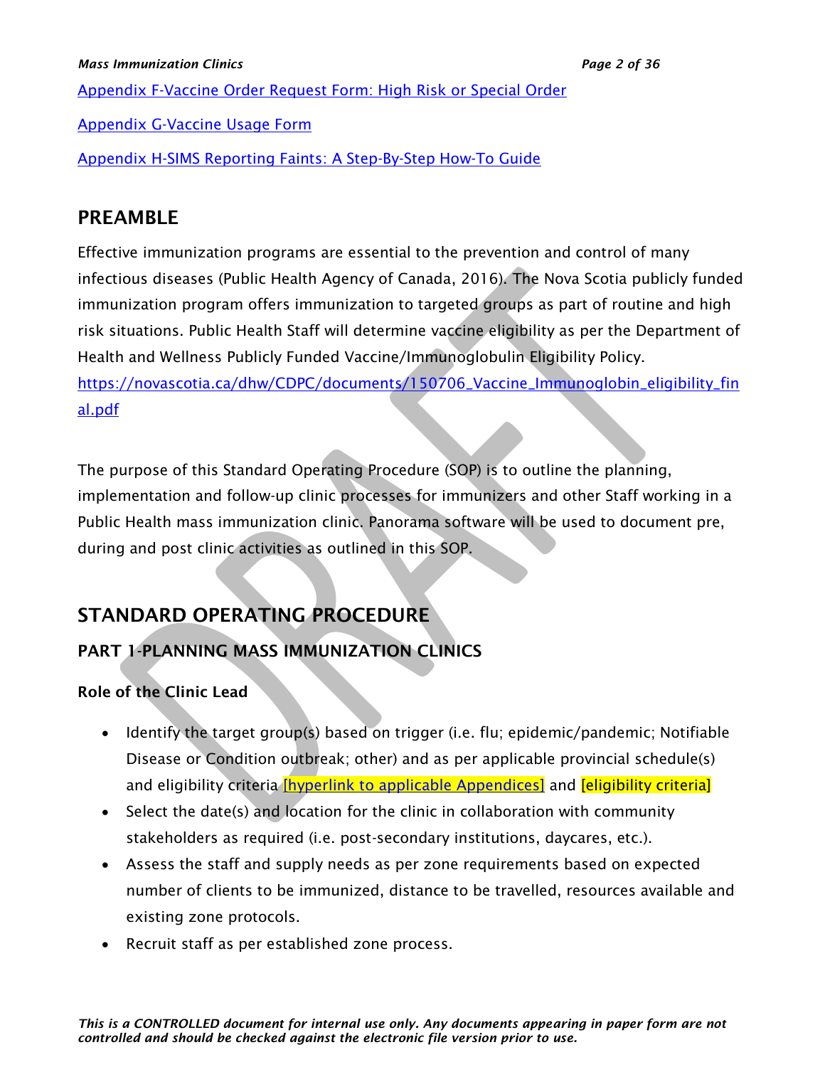[Appendix F-Vaccine Order Request Form: High Risk or Special Order]

[Appendix G-Vaccine Usage Form]

[Appendix H-SIMS Reporting Faints: A Step-By-Step How-To Guide]

## PREAMBLE

Effective immunization programs are essential to the prevention and control of many infectious diseases (Public Health Agency of Canada, 2016). The Nova Scotia publicly funded immunization program offers immunization to targeted groups as part of routine and high risk situations. Public Health Staff will determine vaccine eligibility as per the Department of Health and Wellness Publicly Funded Vaccine/Immunoglobulin Eligibility Policy. https://novascotia.ca/dhw/CDPC/documents/150706_Vaccine_Immunoglobin_eligibility_final.pdf

The purpose of this Standard Operating Procedure (SOP) is to outline the planning, implementation and follow-up clinic processes for immunizers and other Staff working in a Public Health mass immunization clinic. Panorama software will be used to document pre, during and post clinic activities as outlined in this SOP.

## STANDARD OPERATING PROCEDURE

### PART 1-PLANNING MASS IMMUNIZATION CLINICS

**Role of the Clinic Lead**

- Identify the target group(s) based on trigger (i.e. flu; epidemic/pandemic; Notifiable Disease or Condition outbreak; other) and as per applicable provincial schedule(s) and eligibility criteria [hyperlink to applicable Appendices] and [eligibility criteria]
- Select the date(s) and location for the clinic in collaboration with community stakeholders as required (i.e. post-secondary institutions, daycares, etc.).
- Assess the staff and supply needs as per zone requirements based on expected number of clients to be immunized, distance to be travelled, resources available and existing zone protocols.
- Recruit staff as per established zone process.

*This is a CONTROLLED document for internal use only. Any documents appearing in paper form are not controlled and should be checked against the electronic file version prior to use.*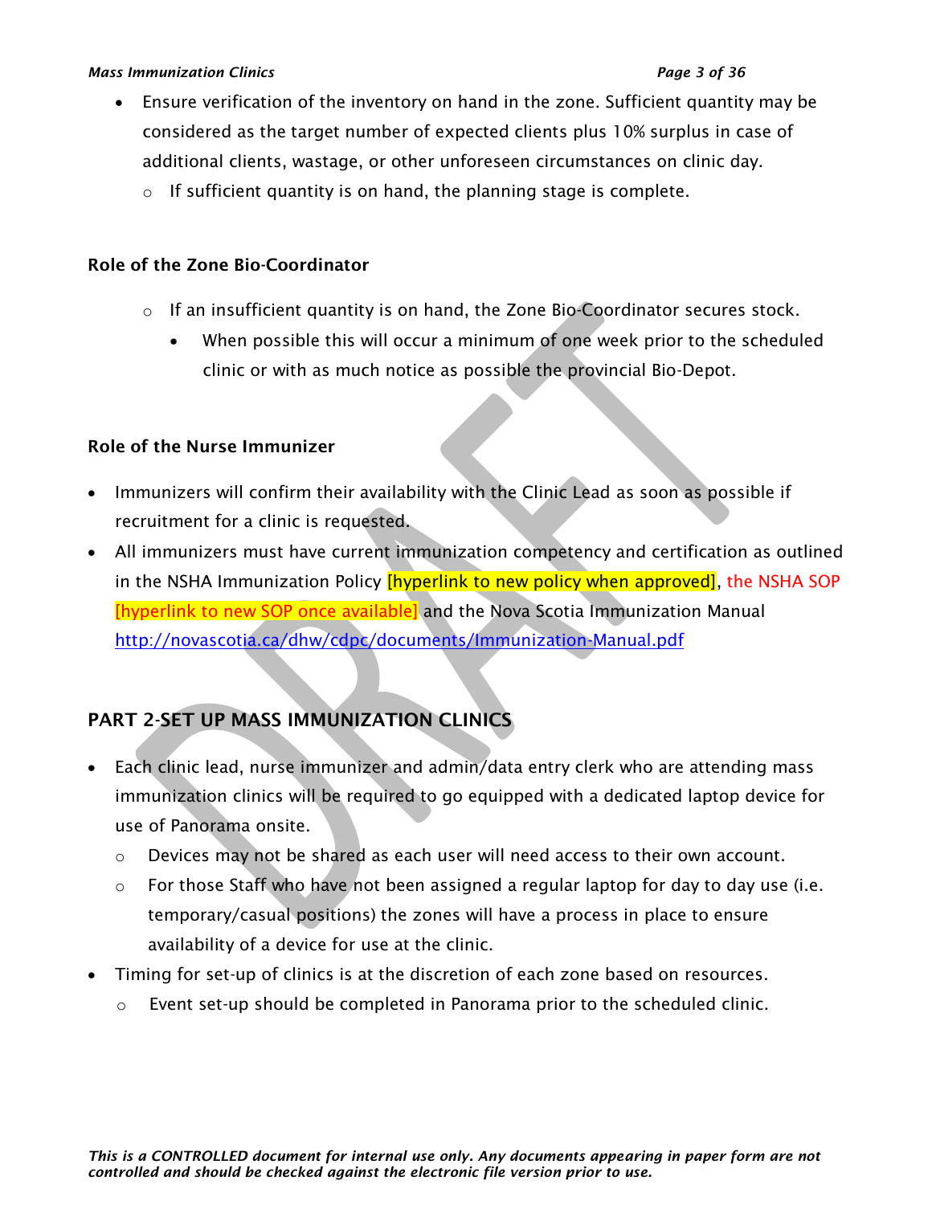- Ensure verification of the inventory on hand in the zone. Sufficient quantity may be considered as the target number of expected clients plus 10% surplus in case of additional clients, wastage, or other unforeseen circumstances on clinic day.
  - If sufficient quantity is on hand, the planning stage is complete.

### Role of the Zone Bio-Coordinator

- If an insufficient quantity is on hand, the Zone Bio-Coordinator secures stock.
  - When possible this will occur a minimum of one week prior to the scheduled clinic or with as much notice as possible the provincial Bio-Depot.

### Role of the Nurse Immunizer

- Immunizers will confirm their availability with the Clinic Lead as soon as possible if recruitment for a clinic is requested.
- All immunizers must have current immunization competency and certification as outlined in the NSHA Immunization Policy [hyperlink to new policy when approved], the NSHA SOP [hyperlink to new SOP once available] and the Nova Scotia Immunization Manual http://novascotia.ca/dhw/cdpc/documents/Immunization-Manual.pdf

## PART 2-SET UP MASS IMMUNIZATION CLINICS

- Each clinic lead, nurse immunizer and admin/data entry clerk who are attending mass immunization clinics will be required to go equipped with a dedicated laptop device for use of Panorama onsite.
  - Devices may not be shared as each user will need access to their own account.
  - For those Staff who have not been assigned a regular laptop for day to day use (i.e. temporary/casual positions) the zones will have a process in place to ensure availability of a device for use at the clinic.
- Timing for set-up of clinics is at the discretion of each zone based on resources.
  - Event set-up should be completed in Panorama prior to the scheduled clinic.

*This is a CONTROLLED document for internal use only. Any documents appearing in paper form are not controlled and should be checked against the electronic file version prior to use.*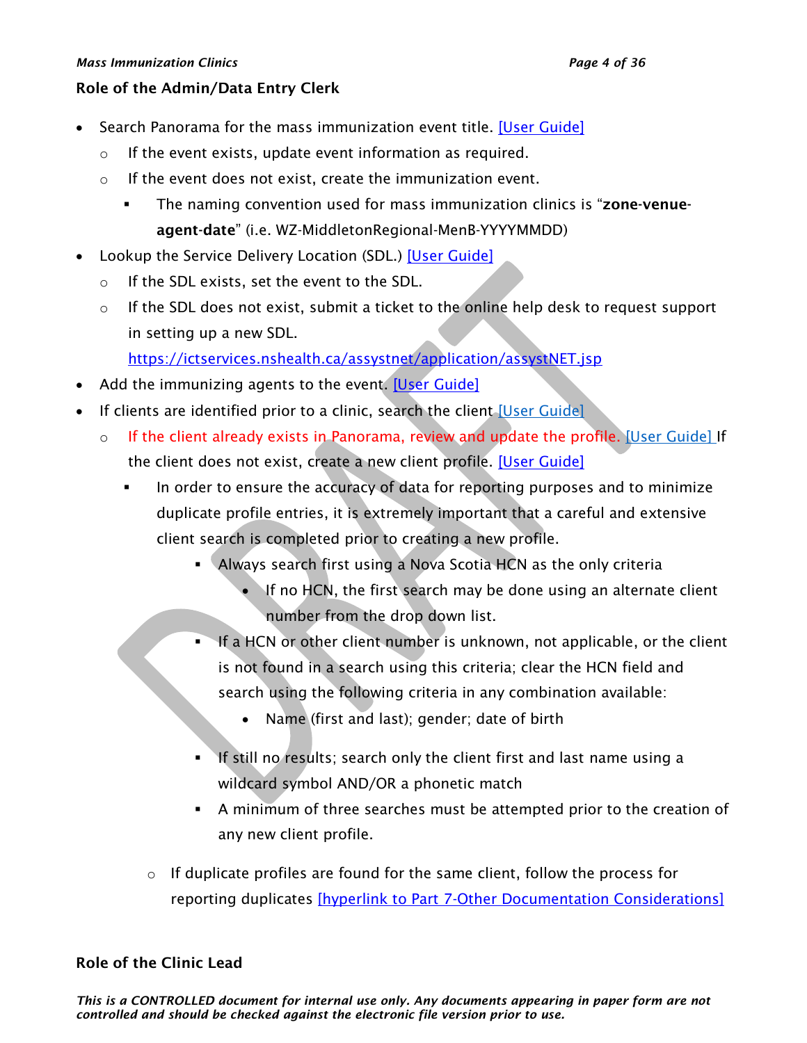## Role of the Admin/Data Entry Clerk

- Search Panorama for the mass immunization event title. [User Guide]
  - If the event exists, update event information as required.
  - If the event does not exist, create the immunization event.
    - The naming convention used for mass immunization clinics is "**zone-venue-agent-date**" (i.e. WZ-MiddletonRegional-MenB-YYYYMMDD)
- Lookup the Service Delivery Location (SDL.) [User Guide]
  - If the SDL exists, set the event to the SDL.
  - If the SDL does not exist, submit a ticket to the online help desk to request support in setting up a new SDL.
    https://ictservices.nshealth.ca/assystnet/application/assystNET.jsp
- Add the immunizing agents to the event. [User Guide]
- If clients are identified prior to a clinic, search the client [User Guide]
  - If the client already exists in Panorama, review and update the profile. [User Guide] If the client does not exist, create a new client profile. [User Guide]
    - In order to ensure the accuracy of data for reporting purposes and to minimize duplicate profile entries, it is extremely important that a careful and extensive client search is completed prior to creating a new profile.
      - Always search first using a Nova Scotia HCN as the only criteria
        - If no HCN, the first search may be done using an alternate client number from the drop down list.
      - If a HCN or other client number is unknown, not applicable, or the client is not found in a search using this criteria; clear the HCN field and search using the following criteria in any combination available:
        - Name (first and last); gender; date of birth
      - If still no results; search only the client first and last name using a wildcard symbol AND/OR a phonetic match
      - A minimum of three searches must be attempted prior to the creation of any new client profile.
  - If duplicate profiles are found for the same client, follow the process for reporting duplicates [hyperlink to Part 7-Other Documentation Considerations]

## Role of the Clinic Lead

*This is a CONTROLLED document for internal use only. Any documents appearing in paper form are not controlled and should be checked against the electronic file version prior to use.*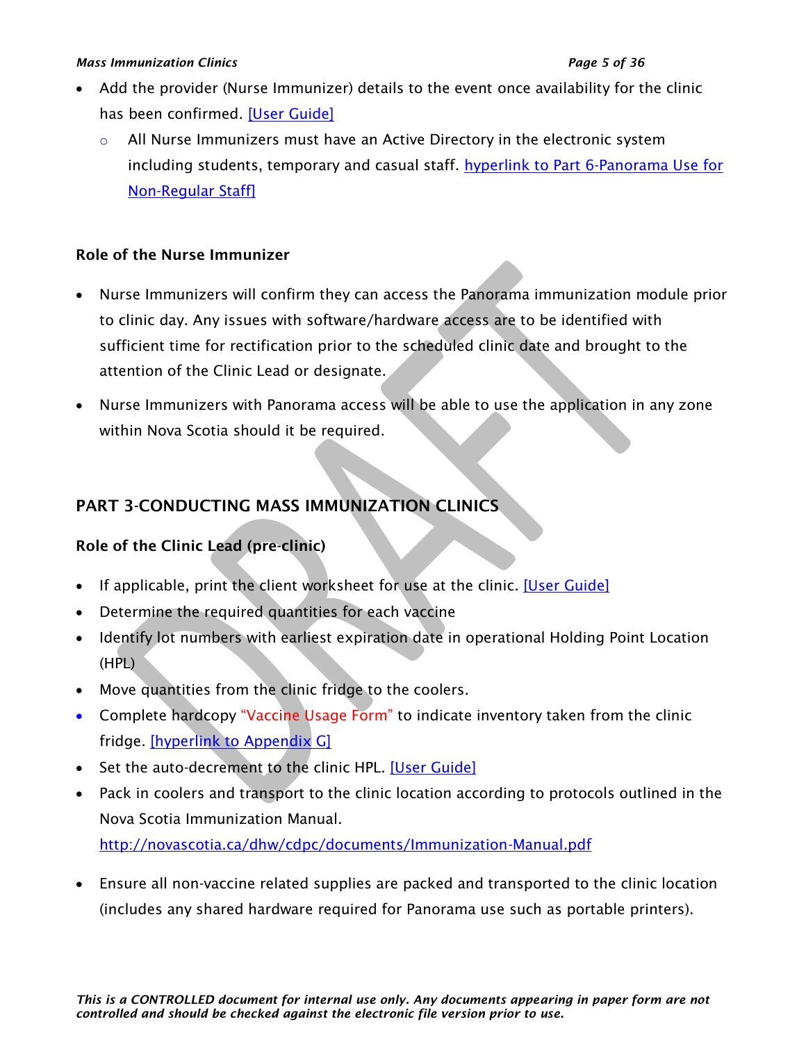- Add the provider (Nurse Immunizer) details to the event once availability for the clinic has been confirmed. [User Guide]
    - All Nurse Immunizers must have an Active Directory in the electronic system including students, temporary and casual staff. hyperlink to Part 6-Panorama Use for Non-Regular Staff]

**Role of the Nurse Immunizer**

- Nurse Immunizers will confirm they can access the Panorama immunization module prior to clinic day. Any issues with software/hardware access are to be identified with sufficient time for rectification prior to the scheduled clinic date and brought to the attention of the Clinic Lead or designate.
- Nurse Immunizers with Panorama access will be able to use the application in any zone within Nova Scotia should it be required.

## PART 3-CONDUCTING MASS IMMUNIZATION CLINICS

**Role of the Clinic Lead (pre-clinic)**

- If applicable, print the client worksheet for use at the clinic. [User Guide]
- Determine the required quantities for each vaccine
- Identify lot numbers with earliest expiration date in operational Holding Point Location (HPL)
- Move quantities from the clinic fridge to the coolers.
- Complete hardcopy "Vaccine Usage Form" to indicate inventory taken from the clinic fridge. [hyperlink to Appendix G]
- Set the auto-decrement to the clinic HPL. [User Guide]
- Pack in coolers and transport to the clinic location according to protocols outlined in the Nova Scotia Immunization Manual. http://novascotia.ca/dhw/cdpc/documents/Immunization-Manual.pdf
- Ensure all non-vaccine related supplies are packed and transported to the clinic location (includes any shared hardware required for Panorama use such as portable printers).

*This is a CONTROLLED document for internal use only. Any documents appearing in paper form are not controlled and should be checked against the electronic file version prior to use.*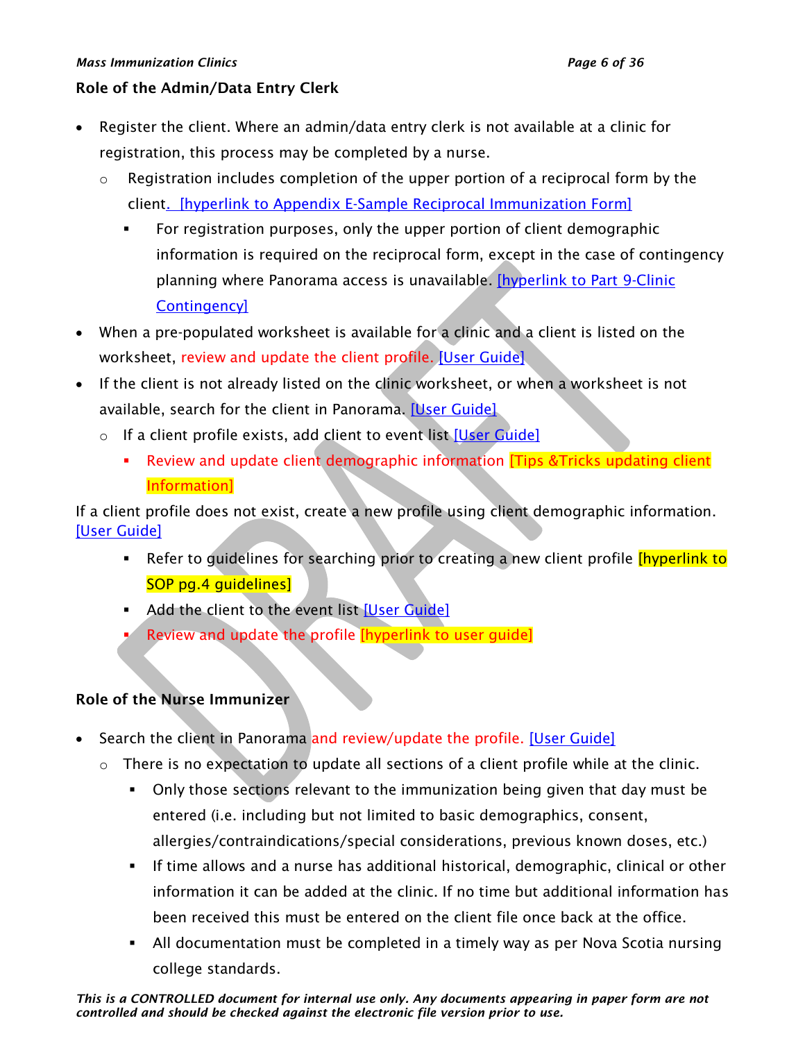**Role of the Admin/Data Entry Clerk**

- Register the client. Where an admin/data entry clerk is not available at a clinic for registration, this process may be completed by a nurse.
  - Registration includes completion of the upper portion of a reciprocal form by the client. [hyperlink to Appendix E-Sample Reciprocal Immunization Form]
    - For registration purposes, only the upper portion of client demographic information is required on the reciprocal form, except in the case of contingency planning where Panorama access is unavailable. [hyperlink to Part 9-Clinic Contingency]
- When a pre-populated worksheet is available for a clinic and a client is listed on the worksheet, review and update the client profile. [User Guide]
- If the client is not already listed on the clinic worksheet, or when a worksheet is not available, search for the client in Panorama. [User Guide]
  - If a client profile exists, add client to event list [User Guide]
    - Review and update client demographic information [Tips &Tricks updating client Information]

If a client profile does not exist, create a new profile using client demographic information. [User Guide]

- Refer to guidelines for searching prior to creating a new client profile [hyperlink to SOP pg.4 guidelines]
- Add the client to the event list [User Guide]
- Review and update the profile [hyperlink to user guide]

**Role of the Nurse Immunizer**

- Search the client in Panorama and review/update the profile. [User Guide]
  - There is no expectation to update all sections of a client profile while at the clinic.
    - Only those sections relevant to the immunization being given that day must be entered (i.e. including but not limited to basic demographics, consent, allergies/contraindications/special considerations, previous known doses, etc.)
    - If time allows and a nurse has additional historical, demographic, clinical or other information it can be added at the clinic. If no time but additional information has been received this must be entered on the client file once back at the office.
    - All documentation must be completed in a timely way as per Nova Scotia nursing college standards.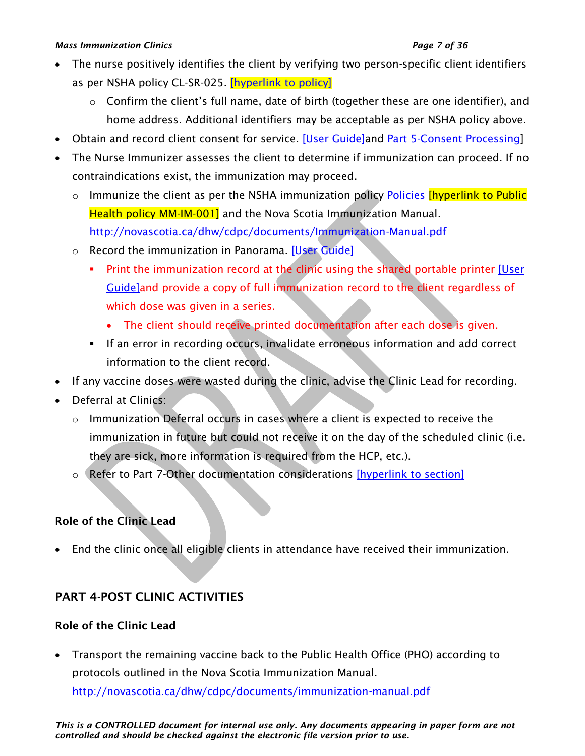- The nurse positively identifies the client by verifying two person-specific client identifiers as per NSHA policy CL-SR-025. [hyperlink to policy]
    - Confirm the client's full name, date of birth (together these are one identifier), and home address. Additional identifiers may be acceptable as per NSHA policy above.
- Obtain and record client consent for service. [User Guide]and Part 5-Consent Processing]
- The Nurse Immunizer assesses the client to determine if immunization can proceed. If no contraindications exist, the immunization may proceed.
    - Immunize the client as per the NSHA immunization policy Policies [hyperlink to Public Health policy MM-IM-001] and the Nova Scotia Immunization Manual. http://novascotia.ca/dhw/cdpc/documents/Immunization-Manual.pdf
    - Record the immunization in Panorama. [User Guide]
        - Print the immunization record at the clinic using the shared portable printer [User Guide]and provide a copy of full immunization record to the client regardless of which dose was given in a series.
            - The client should receive printed documentation after each dose is given.
        - If an error in recording occurs, invalidate erroneous information and add correct information to the client record.
- If any vaccine doses were wasted during the clinic, advise the Clinic Lead for recording.
- Deferral at Clinics:
    - Immunization Deferral occurs in cases where a client is expected to receive the immunization in future but could not receive it on the day of the scheduled clinic (i.e. they are sick, more information is required from the HCP, etc.).
    - Refer to Part 7-Other documentation considerations [hyperlink to section]

### Role of the Clinic Lead

- End the clinic once all eligible clients in attendance have received their immunization.

## PART 4-POST CLINIC ACTIVITIES

### Role of the Clinic Lead

- Transport the remaining vaccine back to the Public Health Office (PHO) according to protocols outlined in the Nova Scotia Immunization Manual. http://novascotia.ca/dhw/cdpc/documents/immunization-manual.pdf

*This is a CONTROLLED document for internal use only. Any documents appearing in paper form are not controlled and should be checked against the electronic file version prior to use.*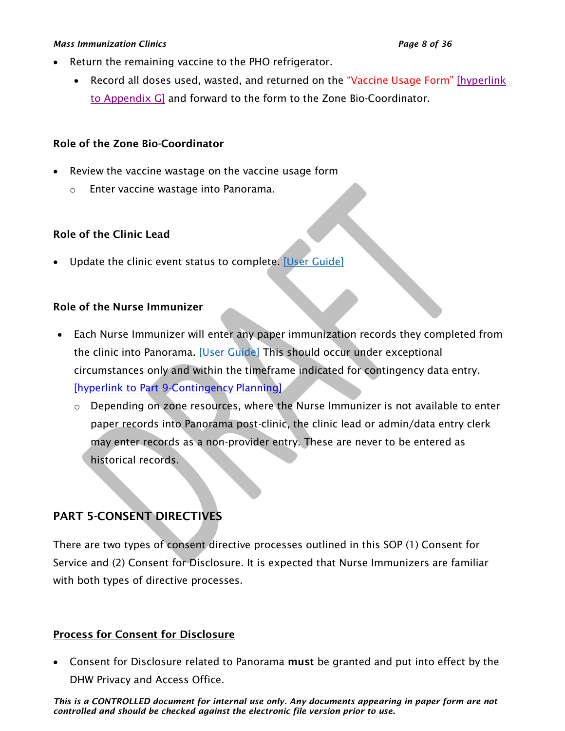- Return the remaining vaccine to the PHO refrigerator.
  - Record all doses used, wasted, and returned on the "Vaccine Usage Form" [hyperlink to Appendix G] and forward to the form to the Zone Bio-Coordinator.

### Role of the Zone Bio-Coordinator

- Review the vaccine wastage on the vaccine usage form
  - Enter vaccine wastage into Panorama.

### Role of the Clinic Lead

- Update the clinic event status to complete. [User Guide]

### Role of the Nurse Immunizer

- Each Nurse Immunizer will enter any paper immunization records they completed from the clinic into Panorama. [User Guide] This should occur under exceptional circumstances only and within the timeframe indicated for contingency data entry. [hyperlink to Part 9-Contingency Planning]
  - Depending on zone resources, where the Nurse Immunizer is not available to enter paper records into Panorama post-clinic, the clinic lead or admin/data entry clerk may enter records as a non-provider entry. These are never to be entered as historical records.

## PART 5-CONSENT DIRECTIVES

There are two types of consent directive processes outlined in this SOP (1) Consent for Service and (2) Consent for Disclosure. It is expected that Nurse Immunizers are familiar with both types of directive processes.

### <u>Process for Consent for Disclosure</u>

- Consent for Disclosure related to Panorama **must** be granted and put into effect by the DHW Privacy and Access Office.

*This is a CONTROLLED document for internal use only. Any documents appearing in paper form are not controlled and should be checked against the electronic file version prior to use.*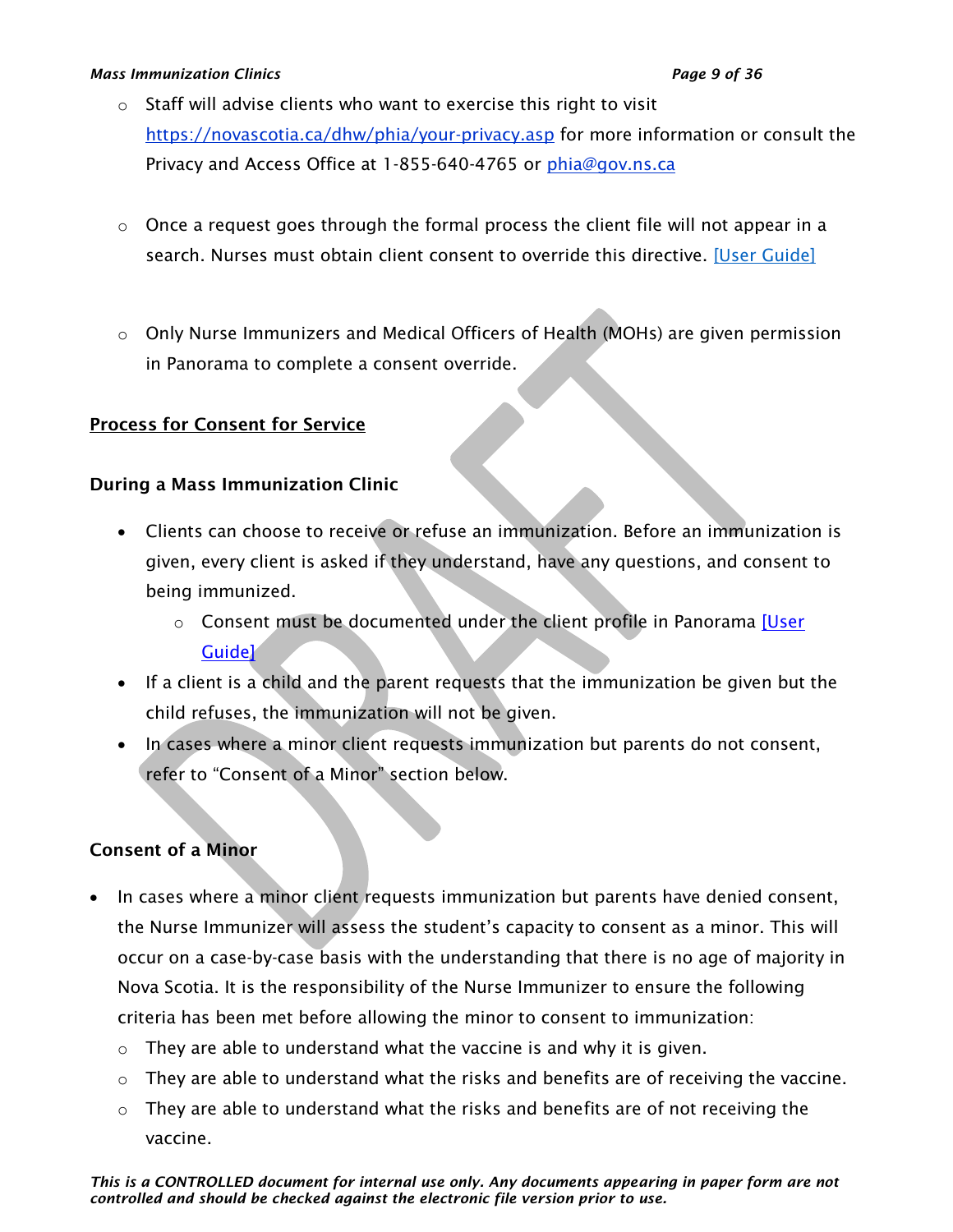- Staff will advise clients who want to exercise this right to visit [https://novascotia.ca/dhw/phia/your-privacy.asp](https://novascotia.ca/dhw/phia/your-privacy.asp) for more information or consult the Privacy and Access Office at 1-855-640-4765 or [phia@gov.ns.ca](mailto:phia@gov.ns.ca)

- Once a request goes through the formal process the client file will not appear in a search. Nurses must obtain client consent to override this directive. [User Guide]

- Only Nurse Immunizers and Medical Officers of Health (MOHs) are given permission in Panorama to complete a consent override.

## Process for Consent for Service

### During a Mass Immunization Clinic

- Clients can choose to receive or refuse an immunization. Before an immunization is given, every client is asked if they understand, have any questions, and consent to being immunized.
  - Consent must be documented under the client profile in Panorama [User Guide]
- If a client is a child and the parent requests that the immunization be given but the child refuses, the immunization will not be given.
- In cases where a minor client requests immunization but parents do not consent, refer to "Consent of a Minor" section below.

### Consent of a Minor

- In cases where a minor client requests immunization but parents have denied consent, the Nurse Immunizer will assess the student's capacity to consent as a minor. This will occur on a case-by-case basis with the understanding that there is no age of majority in Nova Scotia. It is the responsibility of the Nurse Immunizer to ensure the following criteria has been met before allowing the minor to consent to immunization:
  - They are able to understand what the vaccine is and why it is given.
  - They are able to understand what the risks and benefits are of receiving the vaccine.
  - They are able to understand what the risks and benefits are of not receiving the vaccine.

*This is a CONTROLLED document for internal use only. Any documents appearing in paper form are not controlled and should be checked against the electronic file version prior to use.*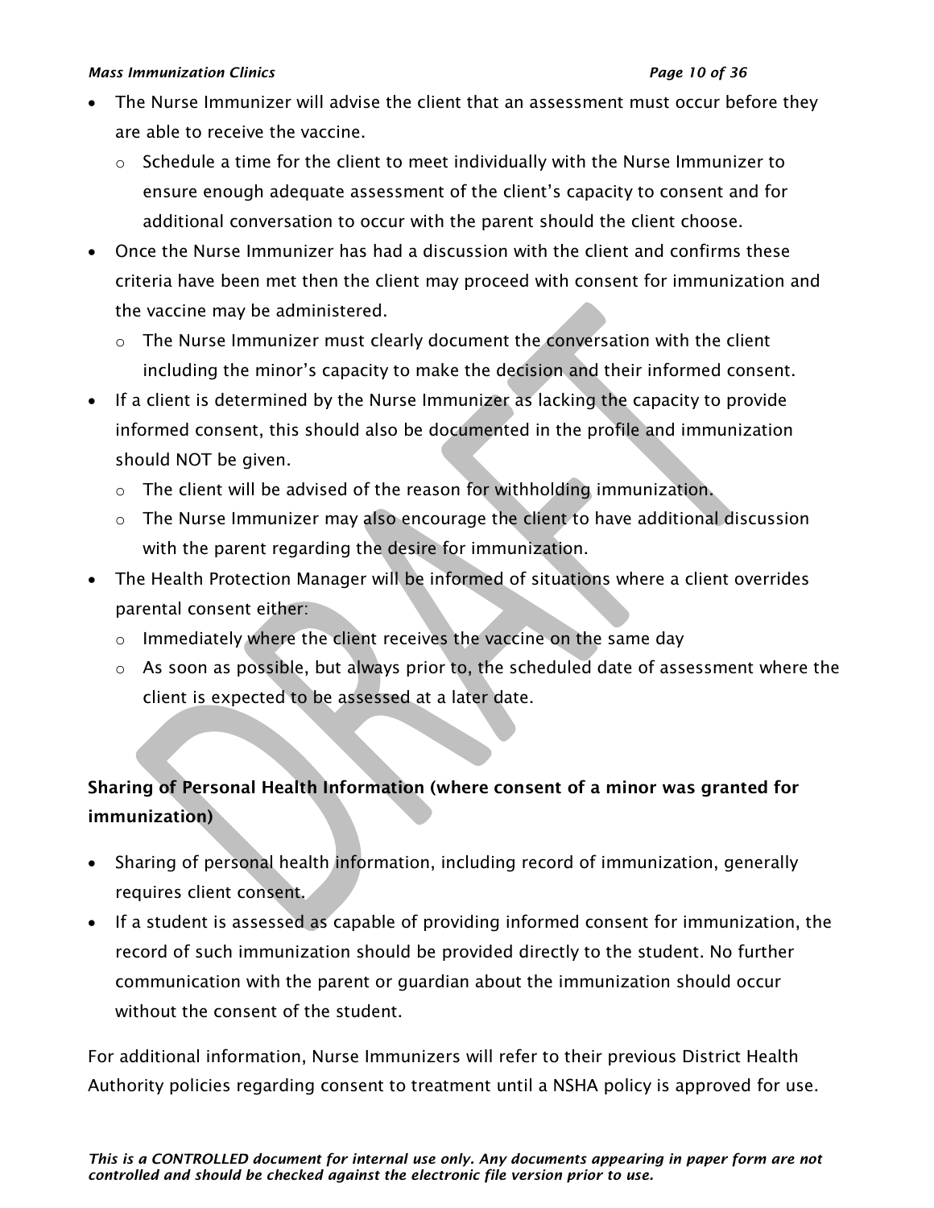- The Nurse Immunizer will advise the client that an assessment must occur before they are able to receive the vaccine.
  - Schedule a time for the client to meet individually with the Nurse Immunizer to ensure enough adequate assessment of the client's capacity to consent and for additional conversation to occur with the parent should the client choose.
- Once the Nurse Immunizer has had a discussion with the client and confirms these criteria have been met then the client may proceed with consent for immunization and the vaccine may be administered.
  - The Nurse Immunizer must clearly document the conversation with the client including the minor's capacity to make the decision and their informed consent.
- If a client is determined by the Nurse Immunizer as lacking the capacity to provide informed consent, this should also be documented in the profile and immunization should NOT be given.
  - The client will be advised of the reason for withholding immunization.
  - The Nurse Immunizer may also encourage the client to have additional discussion with the parent regarding the desire for immunization.
- The Health Protection Manager will be informed of situations where a client overrides parental consent either:
  - Immediately where the client receives the vaccine on the same day
  - As soon as possible, but always prior to, the scheduled date of assessment where the client is expected to be assessed at a later date.

### Sharing of Personal Health Information (where consent of a minor was granted for immunization)

- Sharing of personal health information, including record of immunization, generally requires client consent.
- If a student is assessed as capable of providing informed consent for immunization, the record of such immunization should be provided directly to the student. No further communication with the parent or guardian about the immunization should occur without the consent of the student.

For additional information, Nurse Immunizers will refer to their previous District Health Authority policies regarding consent to treatment until a NSHA policy is approved for use.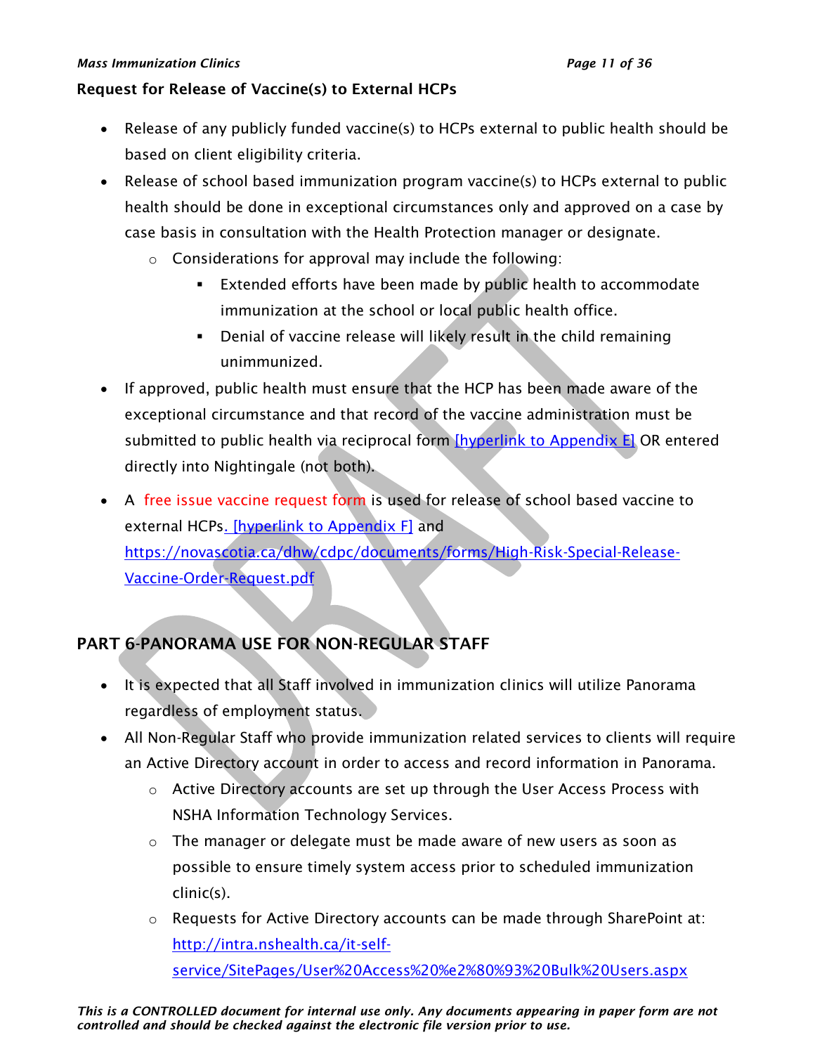### Request for Release of Vaccine(s) to External HCPs

- Release of any publicly funded vaccine(s) to HCPs external to public health should be based on client eligibility criteria.
- Release of school based immunization program vaccine(s) to HCPs external to public health should be done in exceptional circumstances only and approved on a case by case basis in consultation with the Health Protection manager or designate.
  - Considerations for approval may include the following:
    - Extended efforts have been made by public health to accommodate immunization at the school or local public health office.
    - Denial of vaccine release will likely result in the child remaining unimmunized.
- If approved, public health must ensure that the HCP has been made aware of the exceptional circumstance and that record of the vaccine administration must be submitted to public health via reciprocal form [hyperlink to Appendix E] OR entered directly into Nightingale (not both).
- A free issue vaccine request form is used for release of school based vaccine to external HCPs. [hyperlink to Appendix F] and https://novascotia.ca/dhw/cdpc/documents/forms/High-Risk-Special-Release-Vaccine-Order-Request.pdf

## PART 6-PANORAMA USE FOR NON-REGULAR STAFF

- It is expected that all Staff involved in immunization clinics will utilize Panorama regardless of employment status.
- All Non-Regular Staff who provide immunization related services to clients will require an Active Directory account in order to access and record information in Panorama.
  - Active Directory accounts are set up through the User Access Process with NSHA Information Technology Services.
  - The manager or delegate must be made aware of new users as soon as possible to ensure timely system access prior to scheduled immunization clinic(s).
  - Requests for Active Directory accounts can be made through SharePoint at: http://intra.nshealth.ca/it-self-service/SitePages/User%20Access%20%e2%80%93%20Bulk%20Users.aspx

*This is a CONTROLLED document for internal use only. Any documents appearing in paper form are not controlled and should be checked against the electronic file version prior to use.*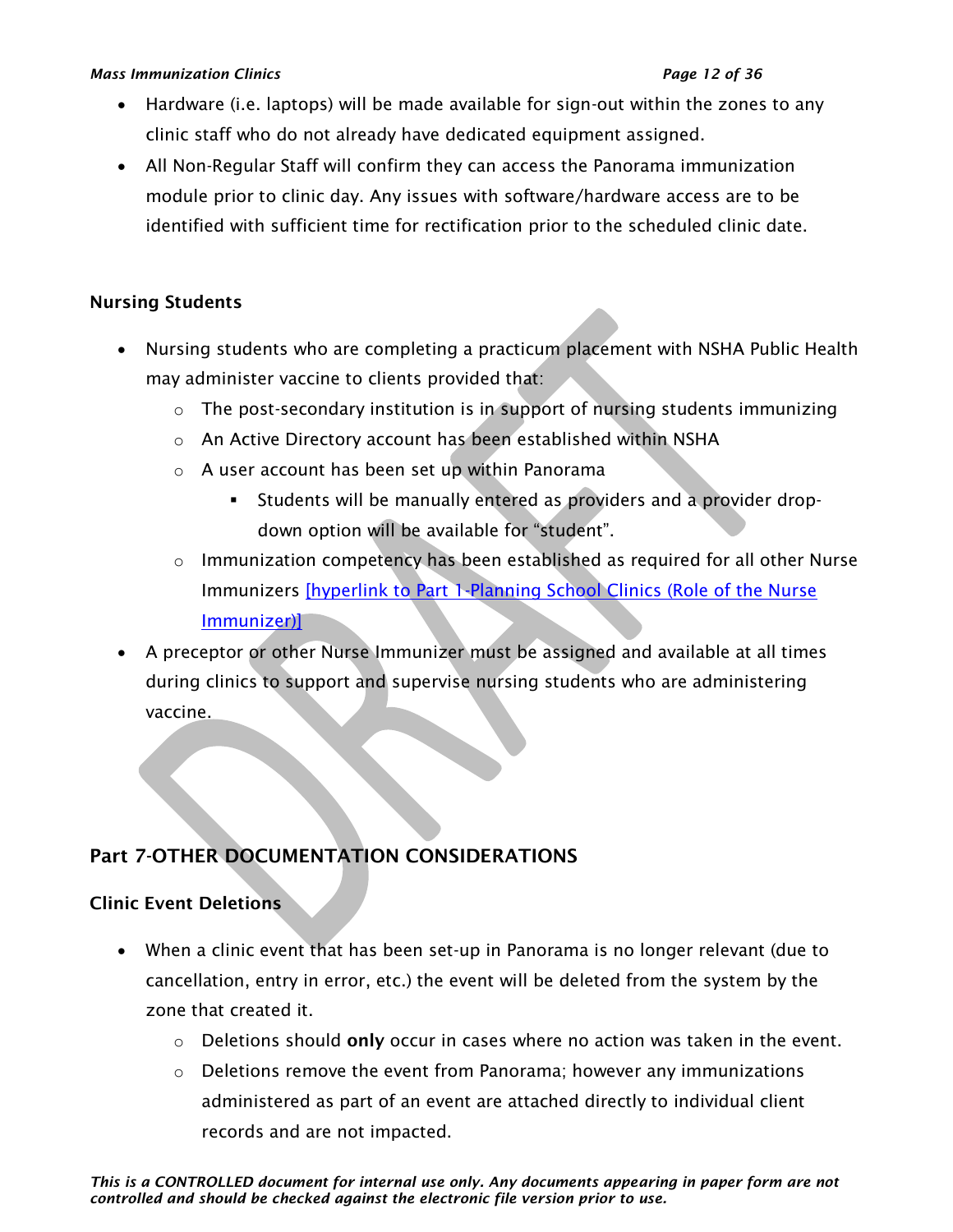- Hardware (i.e. laptops) will be made available for sign-out within the zones to any clinic staff who do not already have dedicated equipment assigned.
- All Non-Regular Staff will confirm they can access the Panorama immunization module prior to clinic day. Any issues with software/hardware access are to be identified with sufficient time for rectification prior to the scheduled clinic date.

### Nursing Students

- Nursing students who are completing a practicum placement with NSHA Public Health may administer vaccine to clients provided that:
  - The post-secondary institution is in support of nursing students immunizing
  - An Active Directory account has been established within NSHA
  - A user account has been set up within Panorama
    - Students will be manually entered as providers and a provider drop-down option will be available for "student".
  - Immunization competency has been established as required for all other Nurse Immunizers [hyperlink to Part 1-Planning School Clinics (Role of the Nurse Immunizer)]
- A preceptor or other Nurse Immunizer must be assigned and available at all times during clinics to support and supervise nursing students who are administering vaccine.

## Part 7-OTHER DOCUMENTATION CONSIDERATIONS

### Clinic Event Deletions

- When a clinic event that has been set-up in Panorama is no longer relevant (due to cancellation, entry in error, etc.) the event will be deleted from the system by the zone that created it.
  - Deletions should **only** occur in cases where no action was taken in the event.
  - Deletions remove the event from Panorama; however any immunizations administered as part of an event are attached directly to individual client records and are not impacted.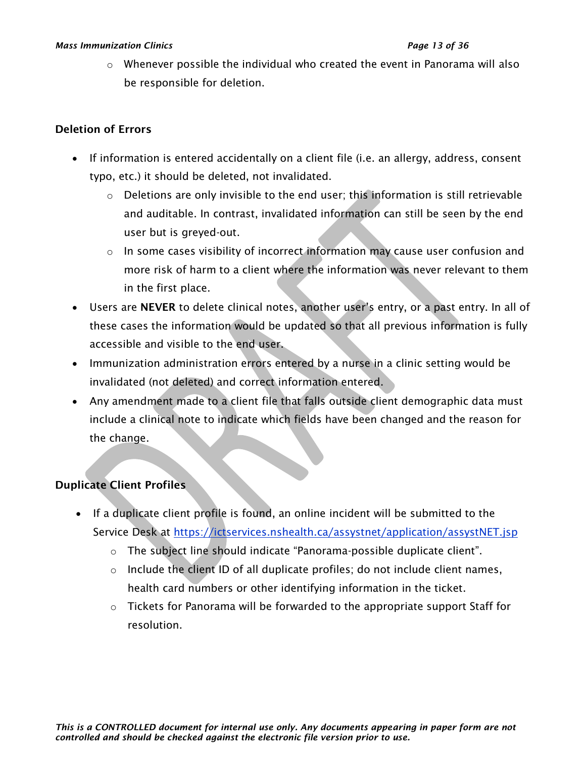- Whenever possible the individual who created the event in Panorama will also be responsible for deletion.

### Deletion of Errors

- If information is entered accidentally on a client file (i.e. an allergy, address, consent typo, etc.) it should be deleted, not invalidated.
  - Deletions are only invisible to the end user; this information is still retrievable and auditable. In contrast, invalidated information can still be seen by the end user but is greyed-out.
  - In some cases visibility of incorrect information may cause user confusion and more risk of harm to a client where the information was never relevant to them in the first place.
- Users are **NEVER** to delete clinical notes, another user's entry, or a past entry. In all of these cases the information would be updated so that all previous information is fully accessible and visible to the end user.
- Immunization administration errors entered by a nurse in a clinic setting would be invalidated (not deleted) and correct information entered.
- Any amendment made to a client file that falls outside client demographic data must include a clinical note to indicate which fields have been changed and the reason for the change.

### Duplicate Client Profiles

- If a duplicate client profile is found, an online incident will be submitted to the Service Desk at [https://ictservices.nshealth.ca/assystnet/application/assystNET.jsp](https://ictservices.nshealth.ca/assystnet/application/assystNET.jsp)
  - The subject line should indicate "Panorama-possible duplicate client".
  - Include the client ID of all duplicate profiles; do not include client names, health card numbers or other identifying information in the ticket.
  - Tickets for Panorama will be forwarded to the appropriate support Staff for resolution.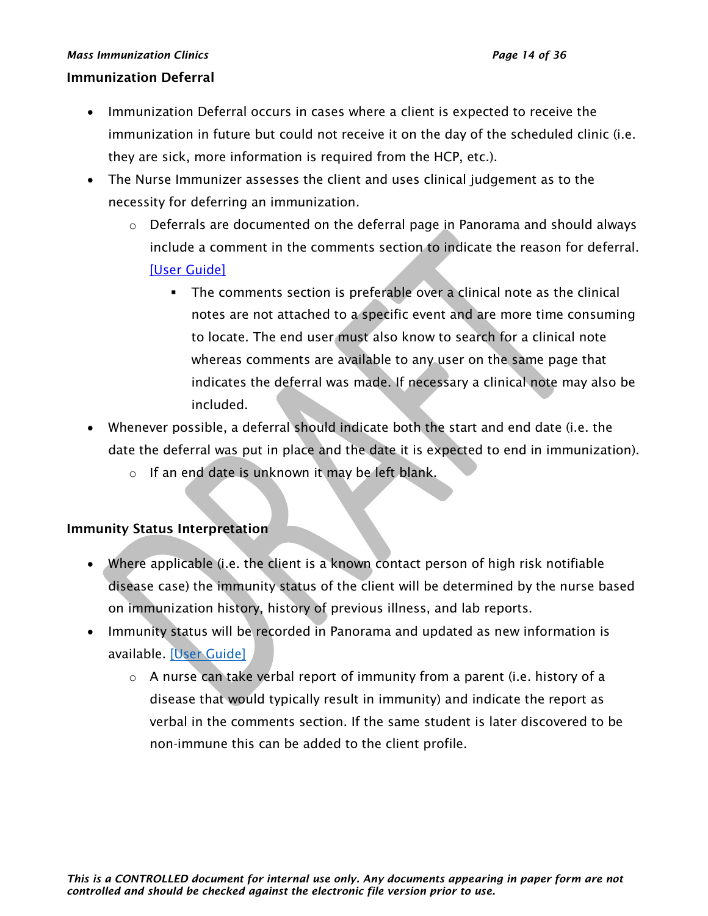## Immunization Deferral

- Immunization Deferral occurs in cases where a client is expected to receive the immunization in future but could not receive it on the day of the scheduled clinic (i.e. they are sick, more information is required from the HCP, etc.).
- The Nurse Immunizer assesses the client and uses clinical judgement as to the necessity for deferring an immunization.
  - Deferrals are documented on the deferral page in Panorama and should always include a comment in the comments section to indicate the reason for deferral. [User Guide]
    - The comments section is preferable over a clinical note as the clinical notes are not attached to a specific event and are more time consuming to locate. The end user must also know to search for a clinical note whereas comments are available to any user on the same page that indicates the deferral was made. If necessary a clinical note may also be included.
- Whenever possible, a deferral should indicate both the start and end date (i.e. the date the deferral was put in place and the date it is expected to end in immunization).
  - If an end date is unknown it may be left blank.

## Immunity Status Interpretation

- Where applicable (i.e. the client is a known contact person of high risk notifiable disease case) the immunity status of the client will be determined by the nurse based on immunization history, history of previous illness, and lab reports.
- Immunity status will be recorded in Panorama and updated as new information is available. [User Guide]
  - A nurse can take verbal report of immunity from a parent (i.e. history of a disease that would typically result in immunity) and indicate the report as verbal in the comments section. If the same student is later discovered to be non-immune this can be added to the client profile.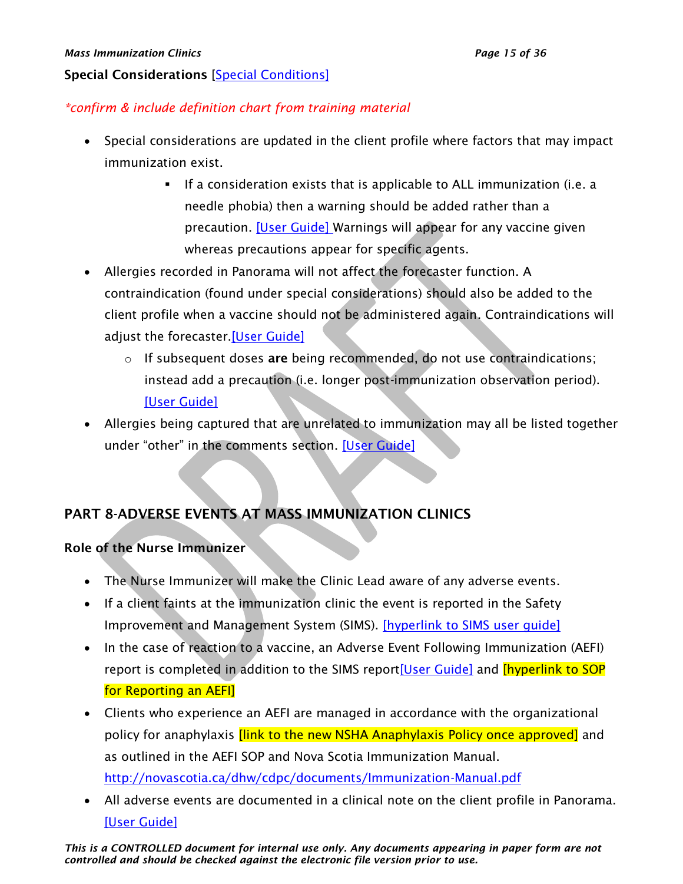**Special Considerations** [Special Conditions]

*\*confirm & include definition chart from training material*

- Special considerations are updated in the client profile where factors that may impact immunization exist.
  - If a consideration exists that is applicable to ALL immunization (i.e. a needle phobia) then a warning should be added rather than a precaution. [User Guide] Warnings will appear for any vaccine given whereas precautions appear for specific agents.
- Allergies recorded in Panorama will not affect the forecaster function. A contraindication (found under special considerations) should also be added to the client profile when a vaccine should not be administered again. Contraindications will adjust the forecaster.[User Guide]
  - If subsequent doses **are** being recommended, do not use contraindications; instead add a precaution (i.e. longer post-immunization observation period). [User Guide]
- Allergies being captured that are unrelated to immunization may all be listed together under "other" in the comments section. [User Guide]

## PART 8-ADVERSE EVENTS AT MASS IMMUNIZATION CLINICS

**Role of the Nurse Immunizer**

- The Nurse Immunizer will make the Clinic Lead aware of any adverse events.
- If a client faints at the immunization clinic the event is reported in the Safety Improvement and Management System (SIMS). [hyperlink to SIMS user guide]
- In the case of reaction to a vaccine, an Adverse Event Following Immunization (AEFI) report is completed in addition to the SIMS report[User Guide] and [hyperlink to SOP for Reporting an AEFI]
- Clients who experience an AEFI are managed in accordance with the organizational policy for anaphylaxis [link to the new NSHA Anaphylaxis Policy once approved] and as outlined in the AEFI SOP and Nova Scotia Immunization Manual. http://novascotia.ca/dhw/cdpc/documents/Immunization-Manual.pdf
- All adverse events are documented in a clinical note on the client profile in Panorama. [User Guide]

*This is a CONTROLLED document for internal use only. Any documents appearing in paper form are not controlled and should be checked against the electronic file version prior to use.*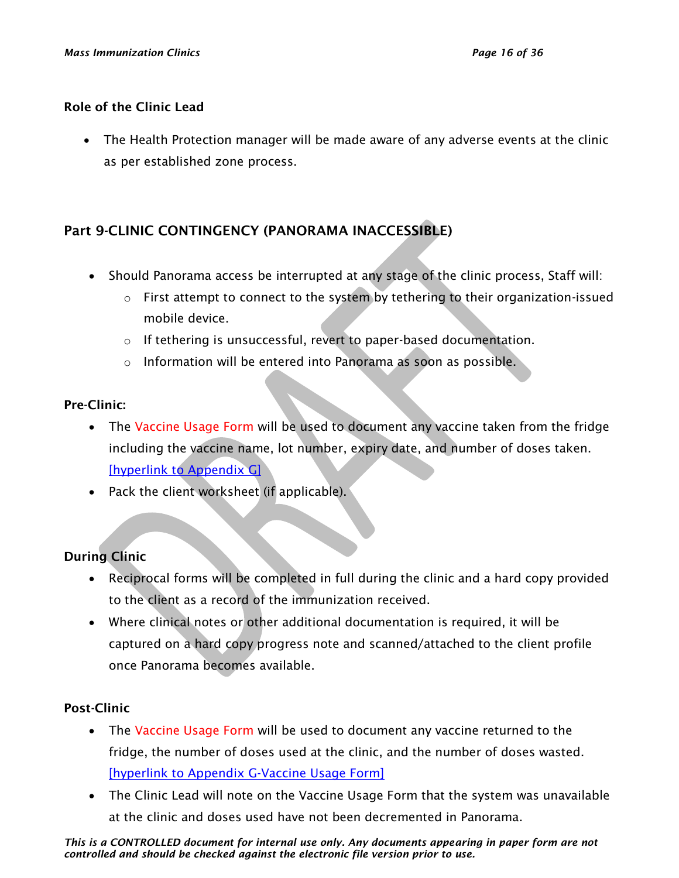### Role of the Clinic Lead

- The Health Protection manager will be made aware of any adverse events at the clinic as per established zone process.

## Part 9-CLINIC CONTINGENCY (PANORAMA INACCESSIBLE)

- Should Panorama access be interrupted at any stage of the clinic process, Staff will:
  - First attempt to connect to the system by tethering to their organization-issued mobile device.
  - If tethering is unsuccessful, revert to paper-based documentation.
  - Information will be entered into Panorama as soon as possible.

### Pre-Clinic:

- The Vaccine Usage Form will be used to document any vaccine taken from the fridge including the vaccine name, lot number, expiry date, and number of doses taken. [hyperlink to Appendix G]
- Pack the client worksheet (if applicable).

### During Clinic

- Reciprocal forms will be completed in full during the clinic and a hard copy provided to the client as a record of the immunization received.
- Where clinical notes or other additional documentation is required, it will be captured on a hard copy progress note and scanned/attached to the client profile once Panorama becomes available.

### Post-Clinic

- The Vaccine Usage Form will be used to document any vaccine returned to the fridge, the number of doses used at the clinic, and the number of doses wasted. [hyperlink to Appendix G-Vaccine Usage Form]
- The Clinic Lead will note on the Vaccine Usage Form that the system was unavailable at the clinic and doses used have not been decremented in Panorama.

*This is a CONTROLLED document for internal use only. Any documents appearing in paper form are not controlled and should be checked against the electronic file version prior to use.*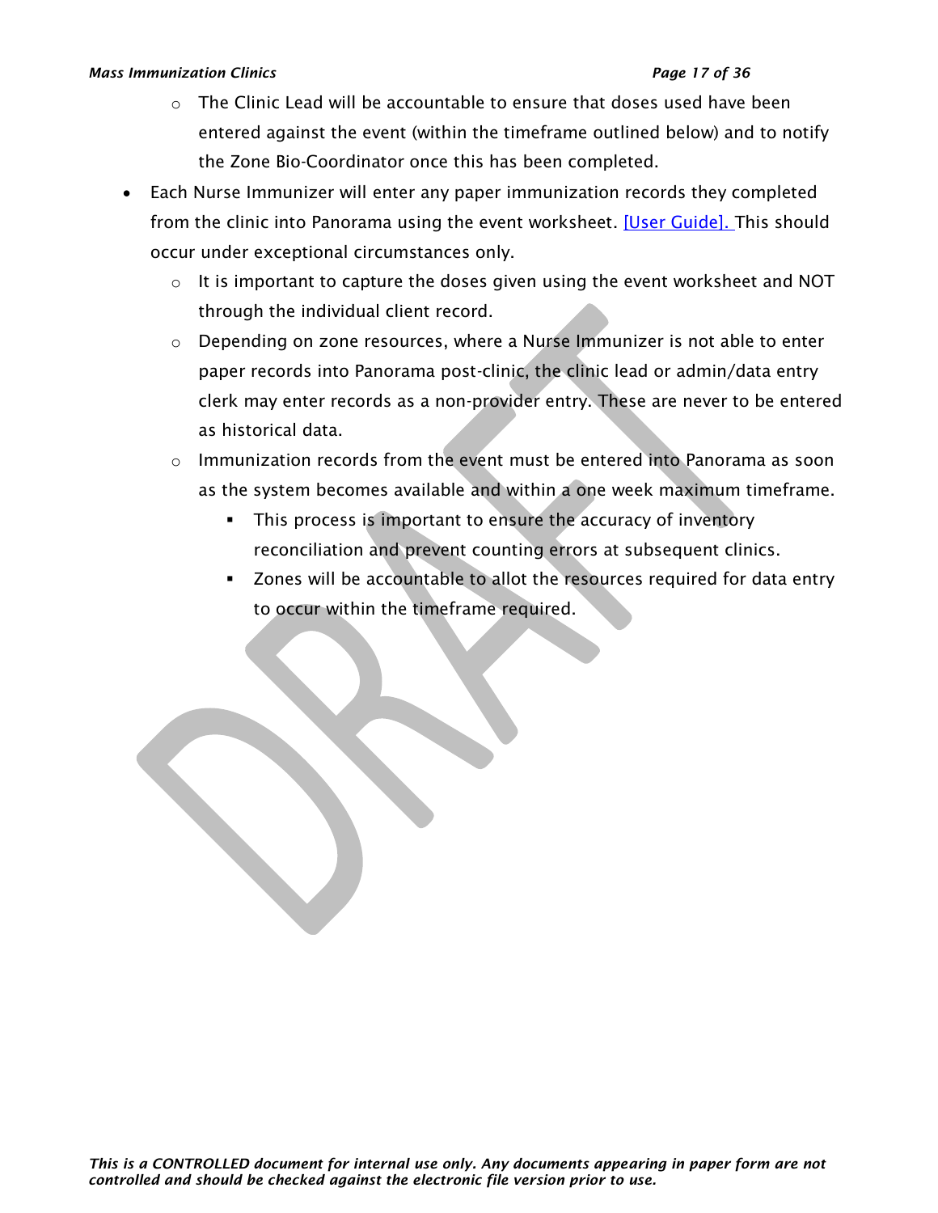- The Clinic Lead will be accountable to ensure that doses used have been entered against the event (within the timeframe outlined below) and to notify the Zone Bio-Coordinator once this has been completed.
- Each Nurse Immunizer will enter any paper immunization records they completed from the clinic into Panorama using the event worksheet. [User Guide]. This should occur under exceptional circumstances only.
    - It is important to capture the doses given using the event worksheet and NOT through the individual client record.
    - Depending on zone resources, where a Nurse Immunizer is not able to enter paper records into Panorama post-clinic, the clinic lead or admin/data entry clerk may enter records as a non-provider entry. These are never to be entered as historical data.
    - Immunization records from the event must be entered into Panorama as soon as the system becomes available and within a one week maximum timeframe.
        - This process is important to ensure the accuracy of inventory reconciliation and prevent counting errors at subsequent clinics.
        - Zones will be accountable to allot the resources required for data entry to occur within the timeframe required.

*This is a CONTROLLED document for internal use only. Any documents appearing in paper form are not controlled and should be checked against the electronic file version prior to use.*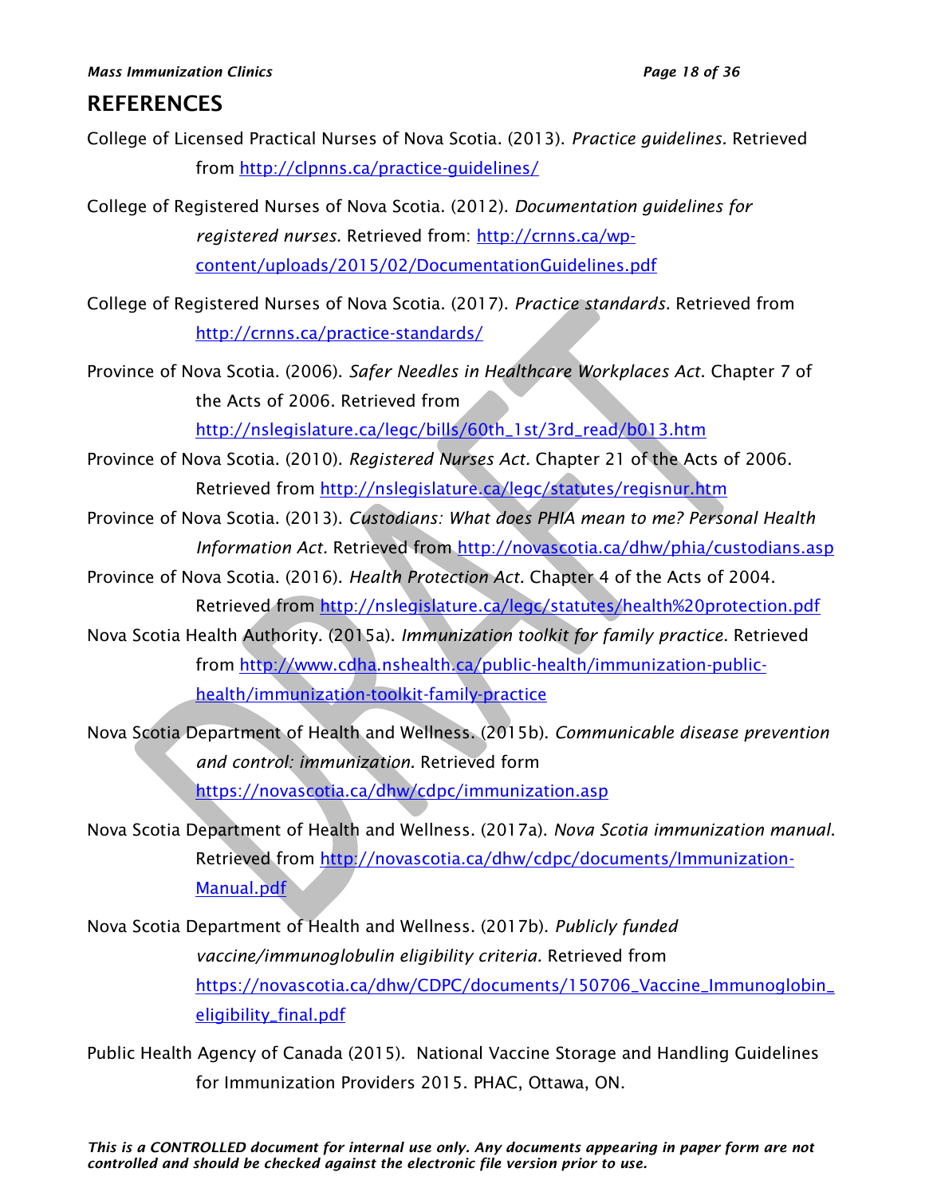# REFERENCES

College of Licensed Practical Nurses of Nova Scotia. (2013). *Practice guidelines.* Retrieved from http://clpnns.ca/practice-guidelines/

College of Registered Nurses of Nova Scotia. (2012). *Documentation guidelines for registered nurses.* Retrieved from: http://crnns.ca/wp-content/uploads/2015/02/DocumentationGuidelines.pdf

College of Registered Nurses of Nova Scotia. (2017). *Practice standards*. Retrieved from http://crnns.ca/practice-standards/

Province of Nova Scotia. (2006). *Safer Needles in Healthcare Workplaces Act*. Chapter 7 of the Acts of 2006. Retrieved from http://nslegislature.ca/legc/bills/60th_1st/3rd_read/b013.htm

Province of Nova Scotia. (2010). *Registered Nurses Act.* Chapter 21 of the Acts of 2006. Retrieved from http://nslegislature.ca/legc/statutes/regisnur.htm

Province of Nova Scotia. (2013). *Custodians: What does PHIA mean to me? Personal Health Information Act.* Retrieved from http://novascotia.ca/dhw/phia/custodians.asp

Province of Nova Scotia. (2016). *Health Protection Act.* Chapter 4 of the Acts of 2004. Retrieved from http://nslegislature.ca/legc/statutes/health%20protection.pdf

Nova Scotia Health Authority. (2015a). *Immunization toolkit for family practice*. Retrieved from http://www.cdha.nshealth.ca/public-health/immunization-public-health/immunization-toolkit-family-practice

Nova Scotia Department of Health and Wellness. (2015b). *Communicable disease prevention and control: immunization.* Retrieved form https://novascotia.ca/dhw/cdpc/immunization.asp

Nova Scotia Department of Health and Wellness. (2017a). *Nova Scotia immunization manual.* Retrieved from http://novascotia.ca/dhw/cdpc/documents/Immunization-Manual.pdf

Nova Scotia Department of Health and Wellness. (2017b). *Publicly funded vaccine/immunoglobulin eligibility criteria.* Retrieved from https://novascotia.ca/dhw/CDPC/documents/150706_Vaccine_Immunoglobin_eligibility_final.pdf

Public Health Agency of Canada (2015). National Vaccine Storage and Handling Guidelines for Immunization Providers 2015. PHAC, Ottawa, ON.

*This is a CONTROLLED document for internal use only. Any documents appearing in paper form are not controlled and should be checked against the electronic file version prior to use.*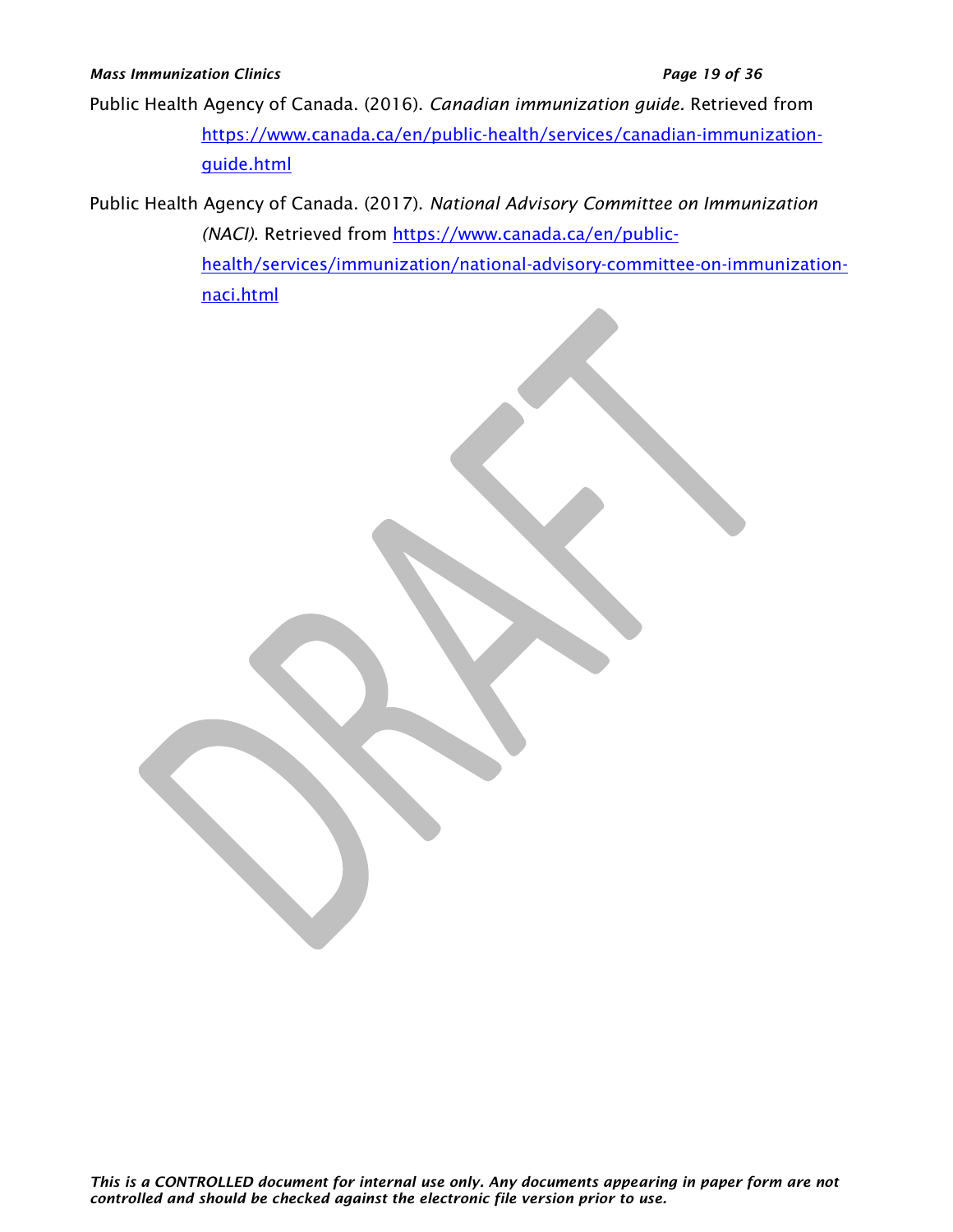Public Health Agency of Canada. (2016). *Canadian immunization guide.* Retrieved from https://www.canada.ca/en/public-health/services/canadian-immunization-guide.html

Public Health Agency of Canada. (2017). *National Advisory Committee on Immunization (NACI)*. Retrieved from https://www.canada.ca/en/public-health/services/immunization/national-advisory-committee-on-immunization-naci.html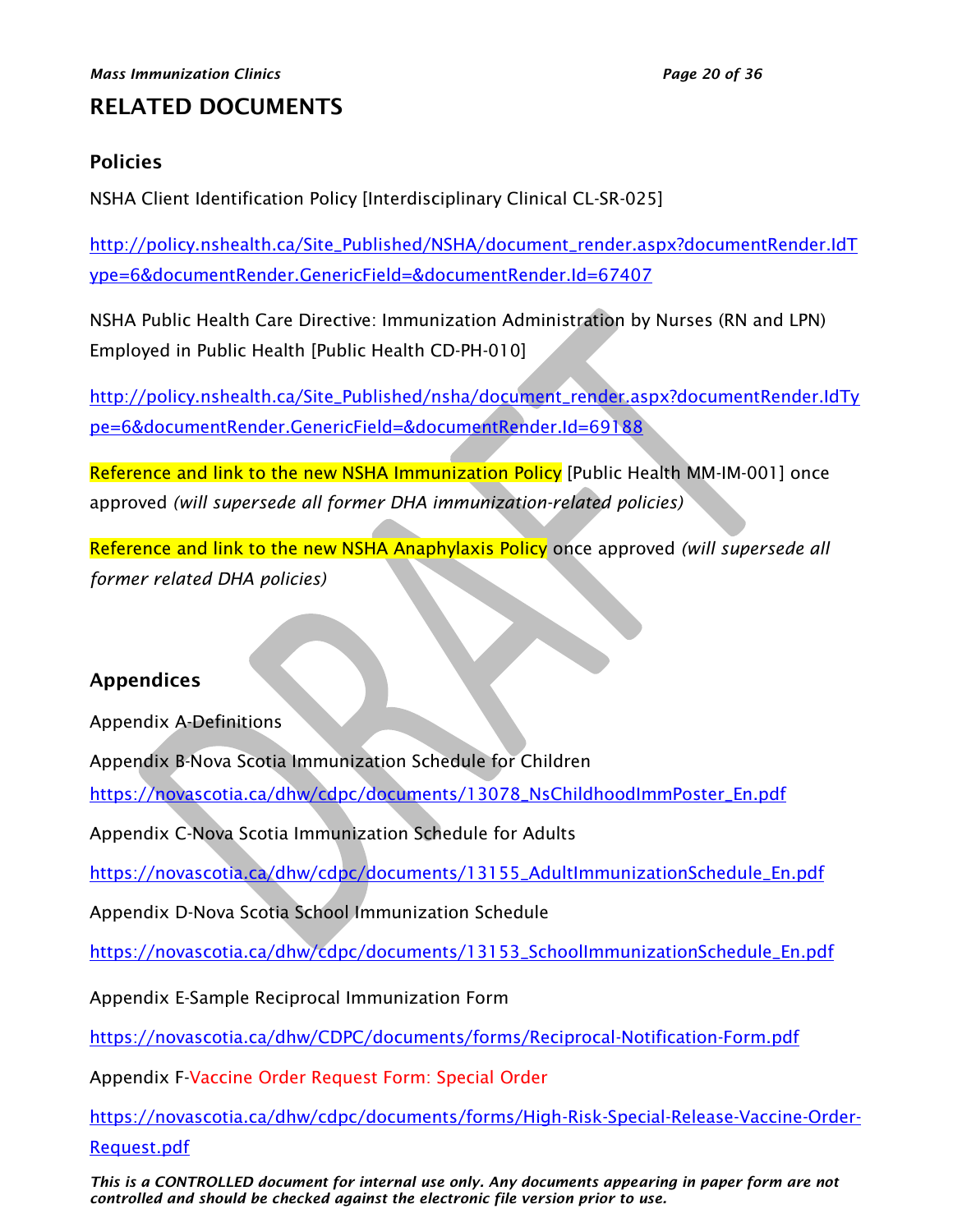# RELATED DOCUMENTS

## Policies

NSHA Client Identification Policy [Interdisciplinary Clinical CL-SR-025]

http://policy.nshealth.ca/Site_Published/NSHA/document_render.aspx?documentRender.IdType=6&documentRender.GenericField=&documentRender.Id=67407

NSHA Public Health Care Directive: Immunization Administration by Nurses (RN and LPN) Employed in Public Health [Public Health CD-PH-010]

http://policy.nshealth.ca/Site_Published/nsha/document_render.aspx?documentRender.IdType=6&documentRender.GenericField=&documentRender.Id=69188

Reference and link to the new NSHA Immunization Policy [Public Health MM-IM-001] once approved *(will supersede all former DHA immunization-related policies)*

Reference and link to the new NSHA Anaphylaxis Policy once approved *(will supersede all former related DHA policies)*

## Appendices

Appendix A-Definitions

Appendix B-Nova Scotia Immunization Schedule for Children
https://novascotia.ca/dhw/cdpc/documents/13078_NsChildhoodImmPoster_En.pdf

Appendix C-Nova Scotia Immunization Schedule for Adults

https://novascotia.ca/dhw/cdpc/documents/13155_AdultImmunizationSchedule_En.pdf

Appendix D-Nova Scotia School Immunization Schedule

https://novascotia.ca/dhw/cdpc/documents/13153_SchoolImmunizationSchedule_En.pdf

Appendix E-Sample Reciprocal Immunization Form

https://novascotia.ca/dhw/CDPC/documents/forms/Reciprocal-Notification-Form.pdf

Appendix F-Vaccine Order Request Form: Special Order

https://novascotia.ca/dhw/cdpc/documents/forms/High-Risk-Special-Release-Vaccine-Order-Request.pdf

*This is a CONTROLLED document for internal use only. Any documents appearing in paper form are not controlled and should be checked against the electronic file version prior to use.*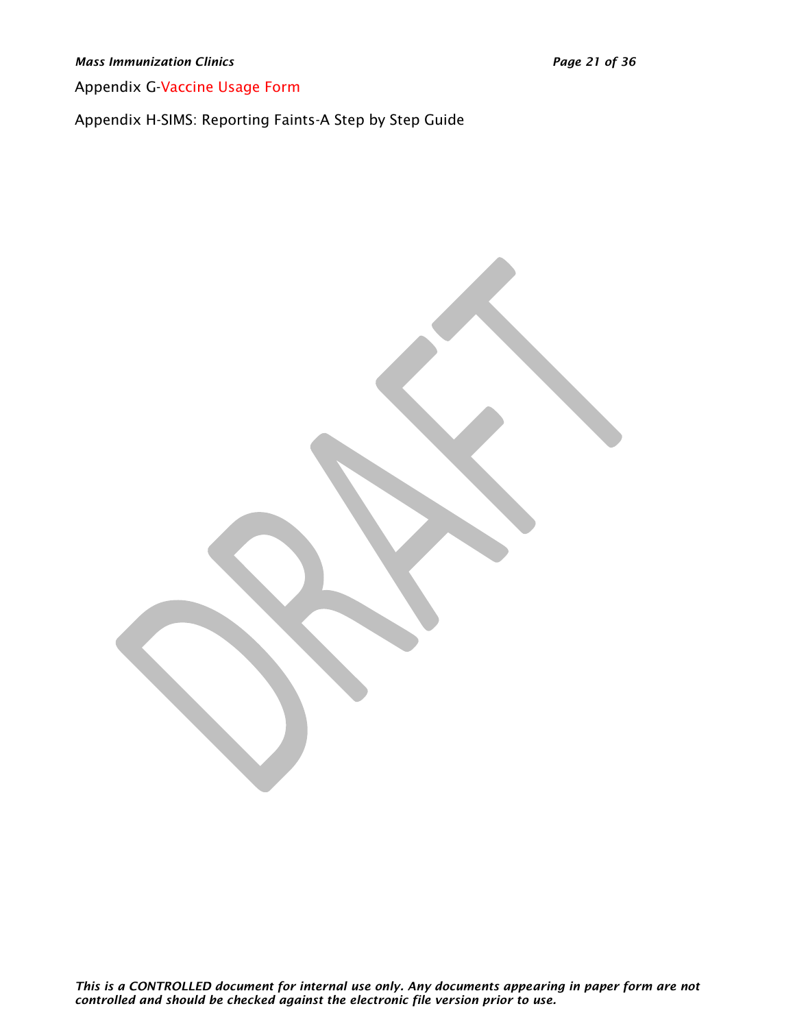Appendix G-Vaccine Usage Form

Appendix H-SIMS: Reporting Faints-A Step by Step Guide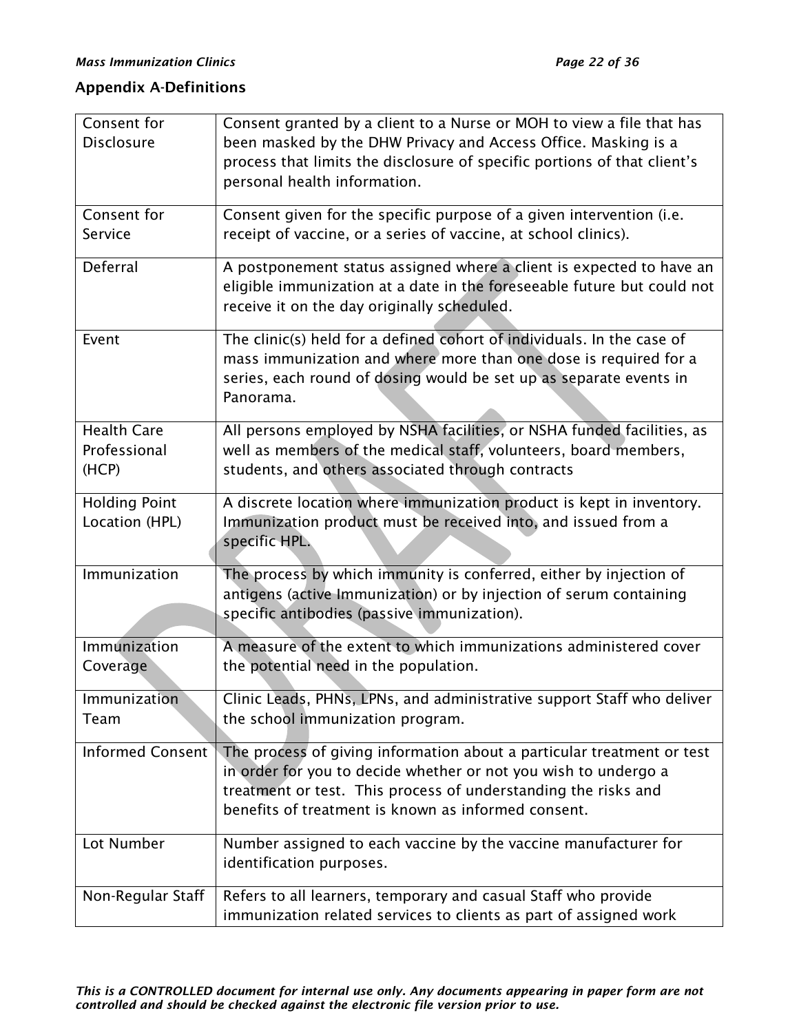## Appendix A-Definitions

| | |
|---|---|
| Consent for Disclosure | Consent granted by a client to a Nurse or MOH to view a file that has been masked by the DHW Privacy and Access Office. Masking is a process that limits the disclosure of specific portions of that client's personal health information. |
| Consent for Service | Consent given for the specific purpose of a given intervention (i.e. receipt of vaccine, or a series of vaccine, at school clinics). |
| Deferral | A postponement status assigned where a client is expected to have an eligible immunization at a date in the foreseeable future but could not receive it on the day originally scheduled. |
| Event | The clinic(s) held for a defined cohort of individuals. In the case of mass immunization and where more than one dose is required for a series, each round of dosing would be set up as separate events in Panorama. |
| Health Care Professional (HCP) | All persons employed by NSHA facilities, or NSHA funded facilities, as well as members of the medical staff, volunteers, board members, students, and others associated through contracts |
| Holding Point Location (HPL) | A discrete location where immunization product is kept in inventory. Immunization product must be received into, and issued from a specific HPL. |
| Immunization | The process by which immunity is conferred, either by injection of antigens (active Immunization) or by injection of serum containing specific antibodies (passive immunization). |
| Immunization Coverage | A measure of the extent to which immunizations administered cover the potential need in the population. |
| Immunization Team | Clinic Leads, PHNs, LPNs, and administrative support Staff who deliver the school immunization program. |
| Informed Consent | The process of giving information about a particular treatment or test in order for you to decide whether or not you wish to undergo a treatment or test. This process of understanding the risks and benefits of treatment is known as informed consent. |
| Lot Number | Number assigned to each vaccine by the vaccine manufacturer for identification purposes. |
| Non-Regular Staff | Refers to all learners, temporary and casual Staff who provide immunization related services to clients as part of assigned work |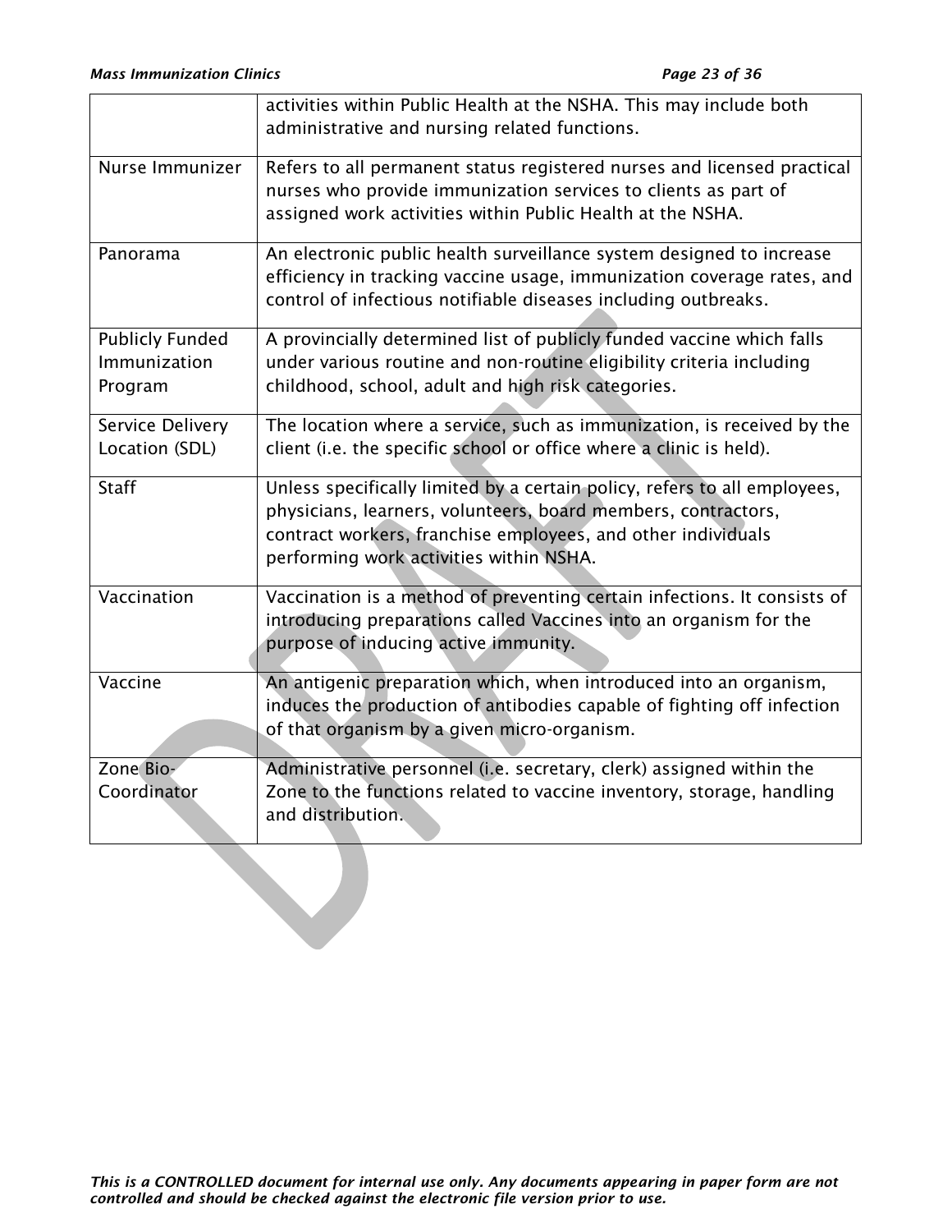| | |
|---|---|
| | activities within Public Health at the NSHA. This may include both administrative and nursing related functions. |
| Nurse Immunizer | Refers to all permanent status registered nurses and licensed practical nurses who provide immunization services to clients as part of assigned work activities within Public Health at the NSHA. |
| Panorama | An electronic public health surveillance system designed to increase efficiency in tracking vaccine usage, immunization coverage rates, and control of infectious notifiable diseases including outbreaks. |
| Publicly Funded Immunization Program | A provincially determined list of publicly funded vaccine which falls under various routine and non-routine eligibility criteria including childhood, school, adult and high risk categories. |
| Service Delivery Location (SDL) | The location where a service, such as immunization, is received by the client (i.e. the specific school or office where a clinic is held). |
| Staff | Unless specifically limited by a certain policy, refers to all employees, physicians, learners, volunteers, board members, contractors, contract workers, franchise employees, and other individuals performing work activities within NSHA. |
| Vaccination | Vaccination is a method of preventing certain infections. It consists of introducing preparations called Vaccines into an organism for the purpose of inducing active immunity. |
| Vaccine | An antigenic preparation which, when introduced into an organism, induces the production of antibodies capable of fighting off infection of that organism by a given micro-organism. |
| Zone Bio-Coordinator | Administrative personnel (i.e. secretary, clerk) assigned within the Zone to the functions related to vaccine inventory, storage, handling and distribution. |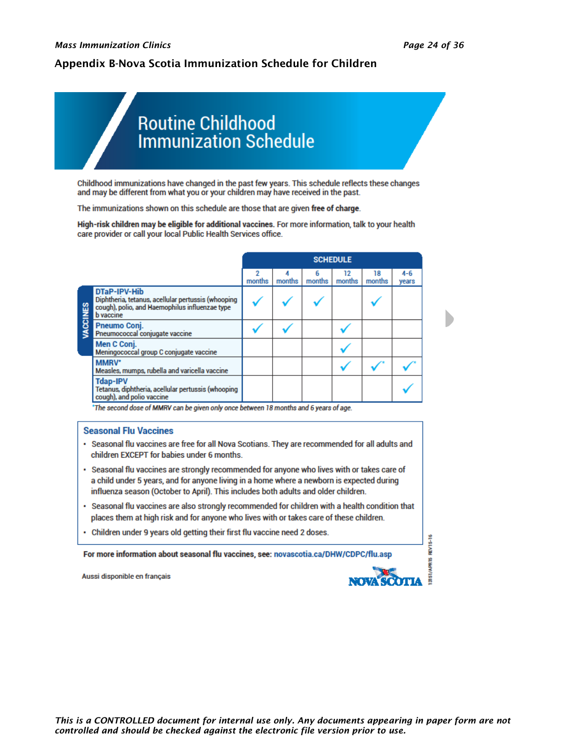## Appendix B-Nova Scotia Immunization Schedule for Children

# Routine Childhood Immunization Schedule

Childhood immunizations have changed in the past few years. This schedule reflects these changes and may be different from what you or your children may have received in the past.

The immunizations shown on this schedule are those that are given **free of charge**.

**High-risk children may be eligible for additional vaccines.** For more information, talk to your health care provider or call your local Public Health Services office.

| VACCINES | SCHEDULE | | | | | |
|---|---|---|---|---|---|---|
| | 2 months | 4 months | 6 months | 12 months | 18 months | 4-6 years |
| **DTaP-IPV-Hib** Diphtheria, tetanus, acellular pertussis (whooping cough), polio, and Haemophilus influenzae type b vaccine | ✓ | ✓ | ✓ | | ✓ | |
| **Pneumo Conj.** Pneumococcal conjugate vaccine | ✓ | ✓ | | ✓ | | |
| **Men C Conj.** Meningococcal group C conjugate vaccine | | | | ✓ | | |
| **MMRV*** Measles, mumps, rubella and varicella vaccine | | | | ✓ | ✓* | ✓* |
| **Tdap-IPV** Tetanus, diphtheria, acellular pertussis (whooping cough), and polio vaccine | | | | | | ✓ |

*The second dose of MMRV can be given only once between 18 months and 6 years of age.

### Seasonal Flu Vaccines

- Seasonal flu vaccines are free for all Nova Scotians. They are recommended for all adults and children EXCEPT for babies under 6 months.
- Seasonal flu vaccines are strongly recommended for anyone who lives with or takes care of a child under 5 years, and for anyone living in a home where a newborn is expected during influenza season (October to April). This includes both adults and older children.
- Seasonal flu vaccines are also strongly recommended for children with a health condition that places them at high risk and for anyone who lives with or takes care of these children.
- Children under 9 years old getting their first flu vaccine need 2 doses.

**For more information about seasonal flu vaccines, see:** novascotia.ca/DHW/CDPC/flu.asp

Aussi disponible en français

NOVA SCOTIA

13151/APR15 REV15-16

*This is a CONTROLLED document for internal use only. Any documents appearing in paper form are not controlled and should be checked against the electronic file version prior to use.*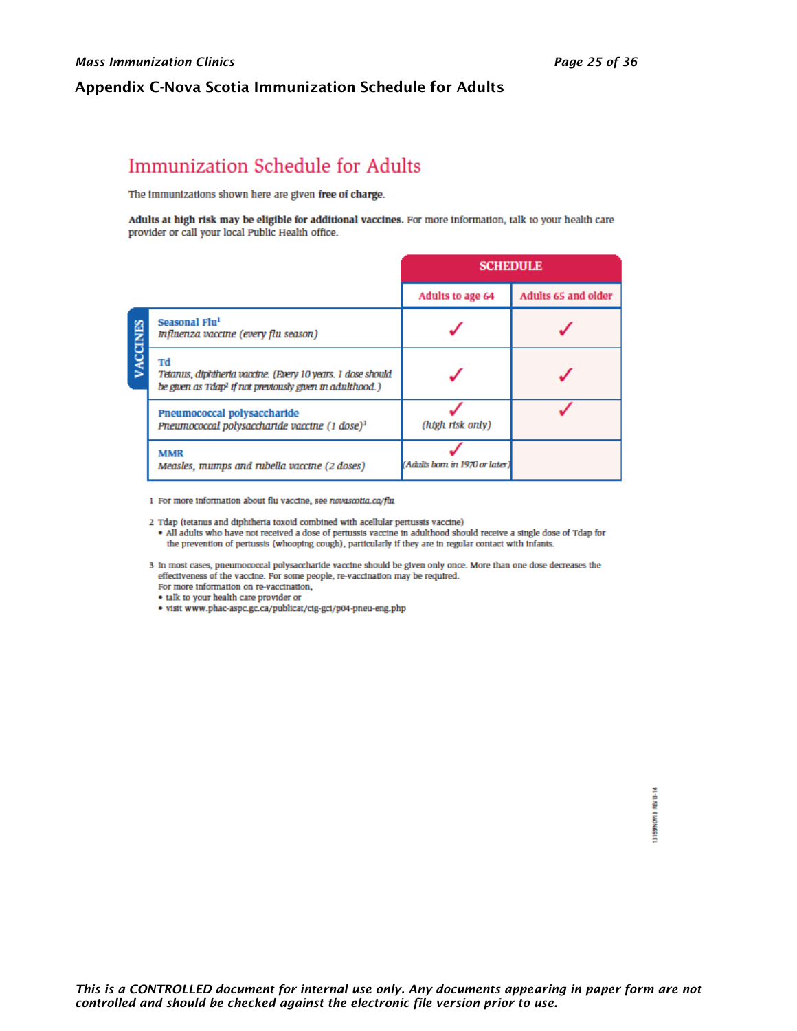## Appendix C-Nova Scotia Immunization Schedule for Adults

# Immunization Schedule for Adults

The immunizations shown here are given **free of charge**.

**Adults at high risk may be eligible for additional vaccines.** For more information, talk to your health care provider or call your local Public Health office.

| VACCINES | SCHEDULE | |
|---|---|---|
| | Adults to age 64 | Adults 65 and older |
| **Seasonal Flu**[1] *Influenza vaccine (every flu season)* | ✓ | ✓ |
| **Td** *Tetanus, diphtheria vaccine. (Every 10 years. 1 dose should be given as Tdap[2] if not previously given in adulthood.)* | ✓ | ✓ |
| **Pneumococcal polysaccharide** *Pneumococcal polysaccharide vaccine (1 dose)*[3] | ✓ (high risk only) | ✓ |
| **MMR** *Measles, mumps and rubella vaccine (2 doses)* | ✓ (Adults born in 1970 or later) | |

1 For more information about flu vaccine, see *novascotia.ca/flu*

2 Tdap (tetanus and diphtheria toxoid combined with acellular pertussis vaccine)
- All adults who have not received a dose of pertussis vaccine in adulthood should receive a single dose of Tdap for the prevention of pertussis (whooping cough), particularly if they are in regular contact with infants.

3 In most cases, pneumococcal polysaccharide vaccine should be given only once. More than one dose decreases the effectiveness of the vaccine. For some people, re-vaccination may be required.
For more information on re-vaccination,
- talk to your health care provider or
- visit www.phac-aspc.gc.ca/publicat/cig-gci/p04-pneu-eng.php

13159NOV13 REV 8-14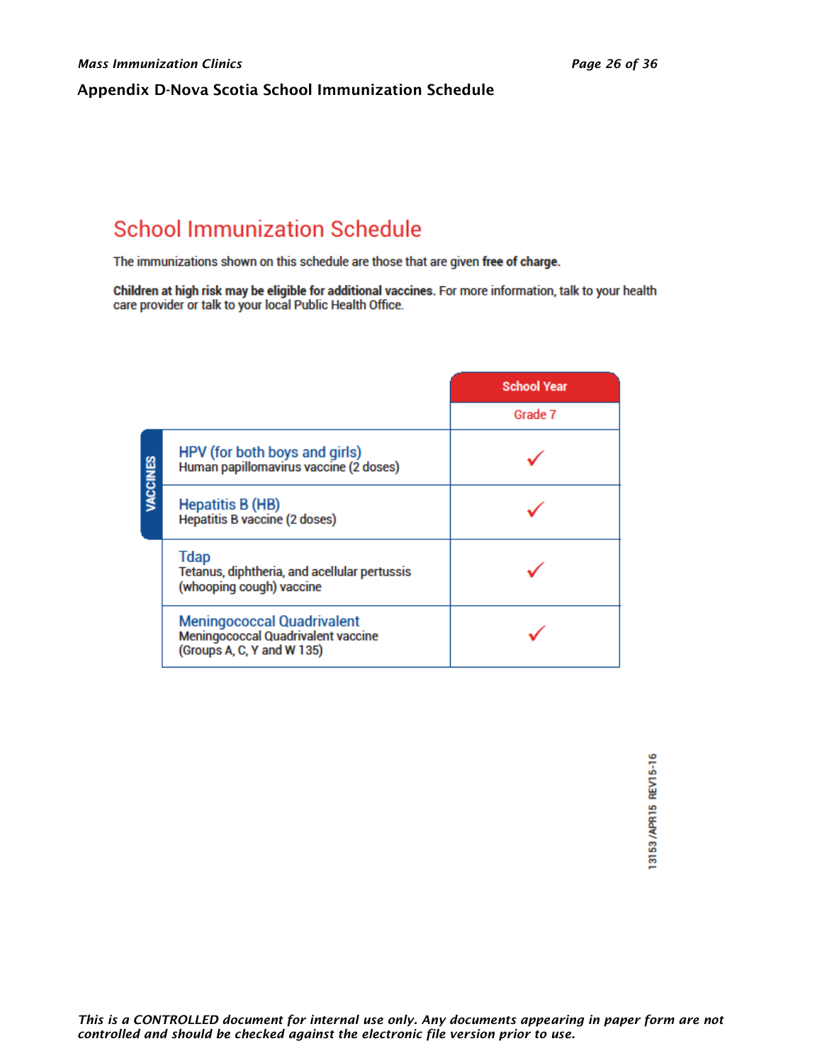## Appendix D-Nova Scotia School Immunization Schedule

# School Immunization Schedule

The immunizations shown on this schedule are those that are given **free of charge.**

**Children at high risk may be eligible for additional vaccines.** For more information, talk to your health care provider or talk to your local Public Health Office.

| VACCINES | School Year |
|---|---|
| | Grade 7 |
| HPV (for both boys and girls)<br>Human papillomavirus vaccine (2 doses) | ✓ |
| Hepatitis B (HB)<br>Hepatitis B vaccine (2 doses) | ✓ |
| Tdap<br>Tetanus, diphtheria, and acellular pertussis (whooping cough) vaccine | ✓ |
| Meningococcal Quadrivalent<br>Meningococcal Quadrivalent vaccine (Groups A, C, Y and W 135) | ✓ |

13153/APR15 REV15-16

*This is a CONTROLLED document for internal use only. Any documents appearing in paper form are not controlled and should be checked against the electronic file version prior to use.*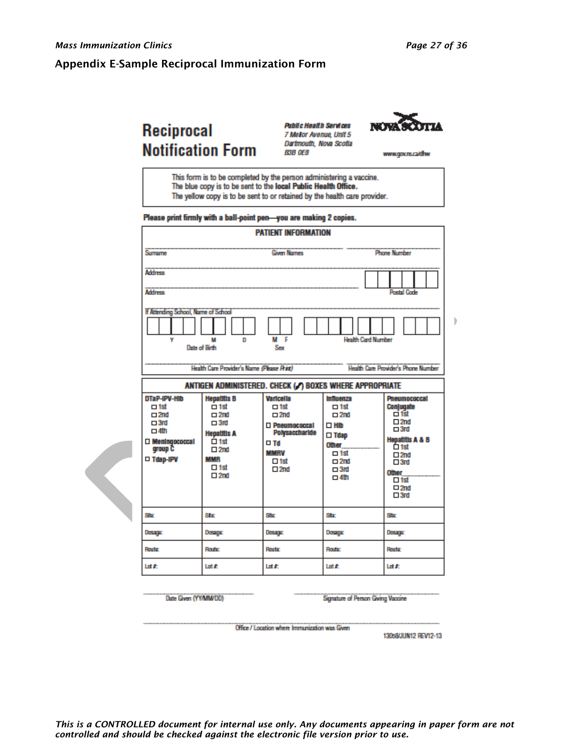## Appendix E-Sample Reciprocal Immunization Form

# Reciprocal Notification Form

**Public Health Services**
7 Mellor Avenue, Unit 5
Dartmouth, Nova Scotia
B3B 0E8

NOVA SCOTIA

www.gov.ns.ca/dhw

This form is to be completed by the person administering a vaccine.
The blue copy is to be sent to the **local Public Health Office.**
The yellow copy is to be sent to or retained by the health care provider.

**Please print firmly with a ball-point pen—you are making 2 copies.**

**PATIENT INFORMATION**

Surname | Given Names | Phone Number

Address

Address | Postal Code

If Attending School, Name of School

Date of Birth (Y M D) | Sex (M F) | Health Card Number

Health Care Provider's Name *(Please Print)* | Health Care Provider's Phone Number

**ANTIGEN ADMINISTERED. CHECK (✓) BOXES WHERE APPROPRIATE**

| **DTaP-IPV-Hib** ☐ 1st ☐ 2nd ☐ 3rd ☐ 4th ☐ **Meningococcal group C** ☐ **Tdap-IPV** | **Hepatitis B** ☐ 1st ☐ 2nd ☐ 3rd **Hepatitis A** ☐ 1st ☐ 2nd **MMR** ☐ 1st ☐ 2nd | **Varicella** ☐ 1st ☐ 2nd ☐ **Pneumococcal Polysaccharide** ☐ **Td** **MMRV** ☐ 1st ☐ 2nd | **Influenza** ☐ 1st ☐ 2nd ☐ **Hib** ☐ **Tdap** **Other**\_\_\_\_\_ ☐ 1st ☐ 2nd ☐ 3rd ☐ 4th | **Pneumococcal Conjugate** ☐ 1st ☐ 2nd ☐ 3rd **Hepatitis A & B** ☐ 1st ☐ 2nd ☐ 3rd **Other**\_\_\_\_\_ ☐ 1st ☐ 2nd ☐ 3rd |
|---|---|---|---|---|
| Site: | Site: | Site: | Site: | Site: |
| Dosage: | Dosage: | Dosage: | Dosage: | Dosage: |
| Route: | Route: | Route: | Route: | Route: |
| Lot #: | Lot #: | Lot #: | Lot #: | Lot #: |

Date Given (YY/MM/DD) | Signature of Person Giving Vaccine

Office / Location where Immunization was Given

13068/JUN12 REV12-13

*This is a CONTROLLED document for internal use only. Any documents appearing in paper form are not controlled and should be checked against the electronic file version prior to use.*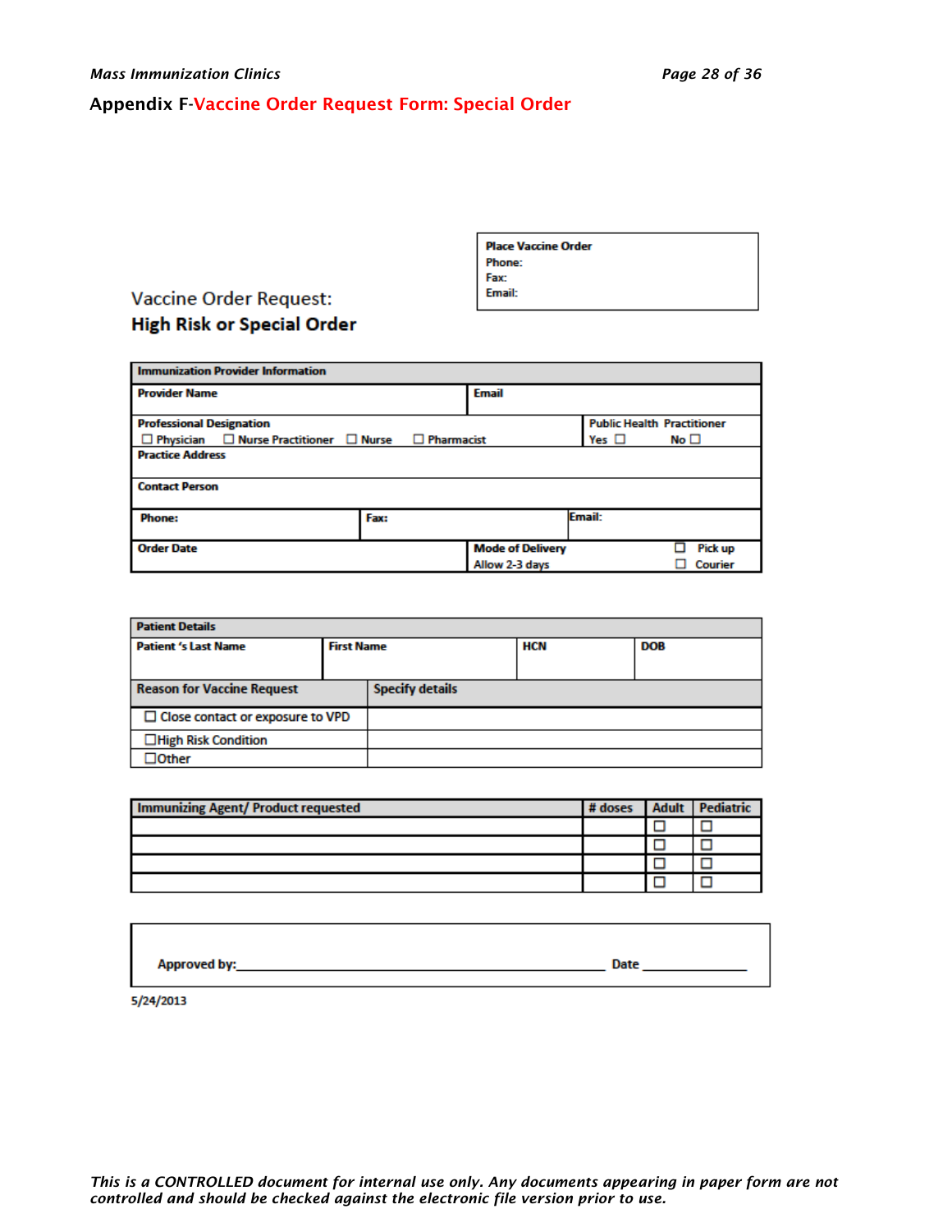## Appendix F-Vaccine Order Request Form: Special Order

| Place Vaccine Order |
|---|
| Phone: |
| Fax: |
| Email: |

Vaccine Order Request:

**High Risk or Special Order**

| **Immunization Provider Information** | | |
|---|---|---|
| **Provider Name** | **Email** | |
| **Professional Designation** ☐ Physician ☐ Nurse Practitioner ☐ Nurse ☐ Pharmacist | | **Public Health Practitioner** Yes ☐ No ☐ |
| **Practice Address** | | |
| **Contact Person** | | |
| **Phone:** | **Fax:** | **Email:** |
| **Order Date** | **Mode of Delivery** Allow 2-3 days | ☐ Pick up ☐ Courier |

| **Patient Details** | | | |
|---|---|---|---|
| **Patient 's Last Name** | **First Name** | **HCN** | **DOB** |
| | | | |

| **Reason for Vaccine Request** | **Specify details** |
|---|---|
| ☐ Close contact or exposure to VPD | |
| ☐High Risk Condition | |
| ☐Other | |

| **Immunizing Agent/ Product requested** | **# doses** | **Adult** | **Pediatric** |
|---|---|---|---|
| | | ☐ | ☐ |
| | | ☐ | ☐ |
| | | ☐ | ☐ |
| | | ☐ | ☐ |

**Approved by:**\_\_\_\_\_\_\_\_\_\_\_\_\_\_\_\_\_\_\_\_\_\_\_\_\_\_\_\_\_\_\_\_\_\_\_\_\_\_\_\_ **Date** \_\_\_\_\_\_\_\_\_\_\_\_

5/24/2013

*This is a CONTROLLED document for internal use only. Any documents appearing in paper form are not controlled and should be checked against the electronic file version prior to use.*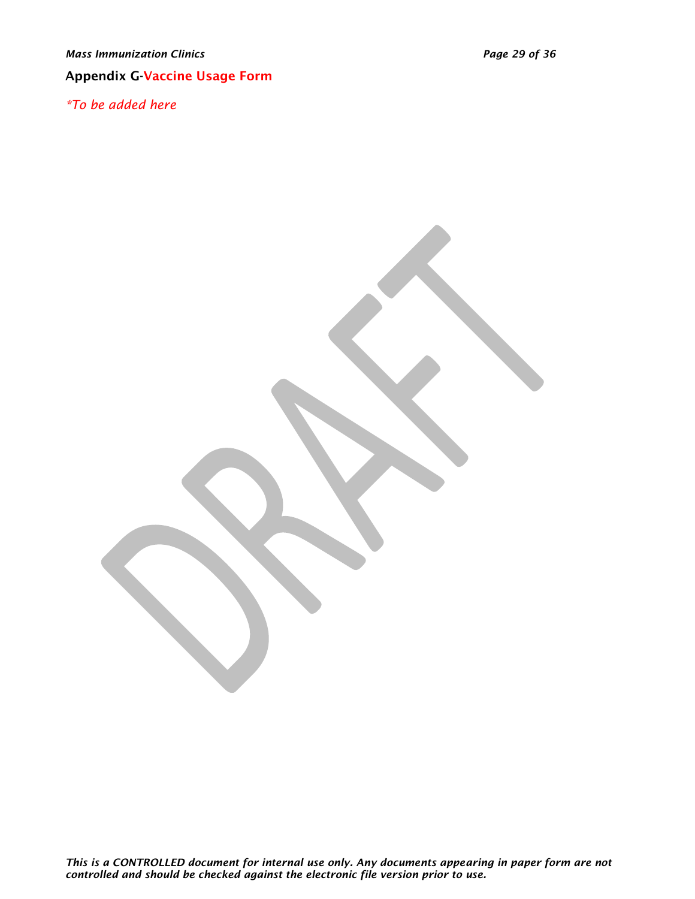## Appendix G-Vaccine Usage Form

*\*To be added here*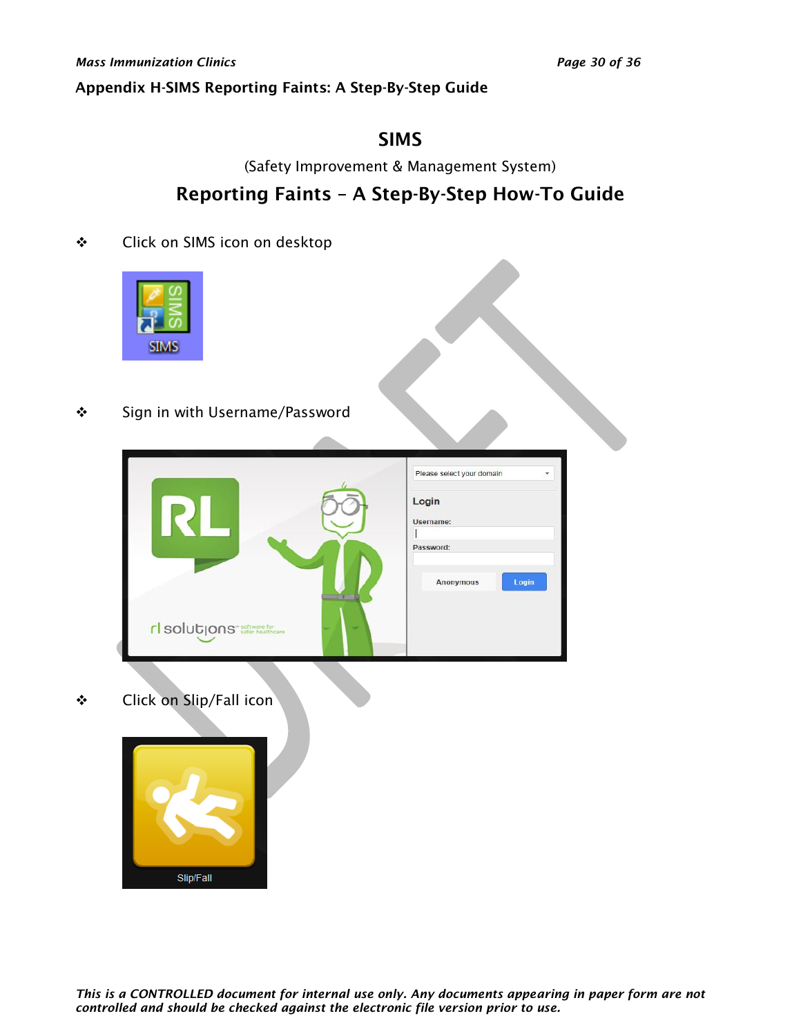## Appendix H-SIMS Reporting Faints: A Step-By-Step Guide

# SIMS

(Safety Improvement & Management System)

## Reporting Faints – A Step-By-Step How-To Guide

- Click on SIMS icon on desktop

- Sign in with Username/Password

- Click on Slip/Fall icon

*This is a CONTROLLED document for internal use only. Any documents appearing in paper form are not controlled and should be checked against the electronic file version prior to use.*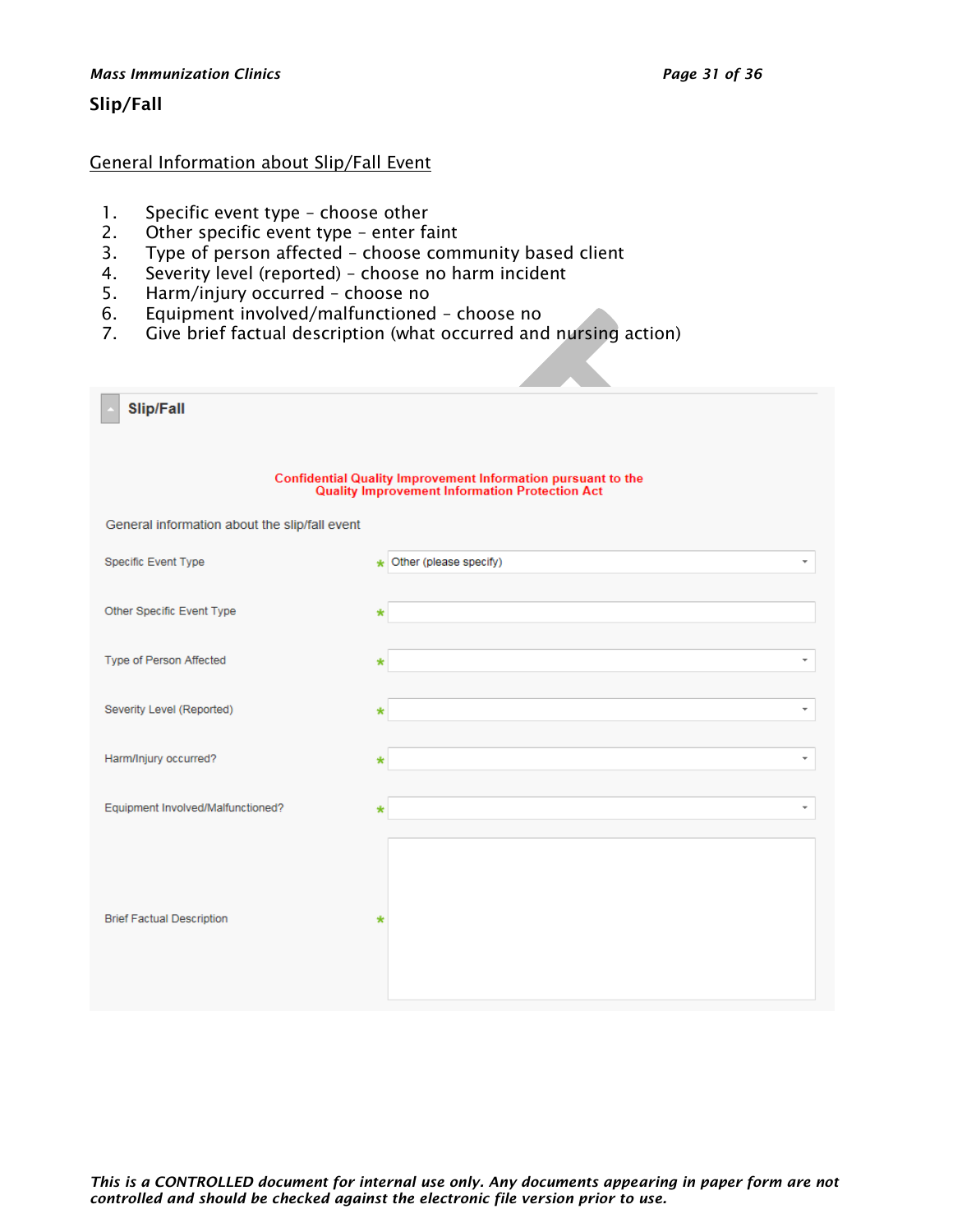## Slip/Fall

General Information about Slip/Fall Event

1. Specific event type – choose other
2. Other specific event type – enter faint
3. Type of person affected – choose community based client
4. Severity level (reported) – choose no harm incident
5. Harm/injury occurred – choose no
6. Equipment involved/malfunctioned – choose no
7. Give brief factual description (what occurred and nursing action)

**Slip/Fall**

**Confidential Quality Improvement Information pursuant to the Quality Improvement Information Protection Act**

General information about the slip/fall event

| Field | | Value |
|---|---|---|
| Specific Event Type | * | Other (please specify) |
| Other Specific Event Type | * | |
| Type of Person Affected | * | |
| Severity Level (Reported) | * | |
| Harm/Injury occurred? | * | |
| Equipment Involved/Malfunctioned? | * | |
| Brief Factual Description | * | |

*This is a CONTROLLED document for internal use only. Any documents appearing in paper form are not controlled and should be checked against the electronic file version prior to use.*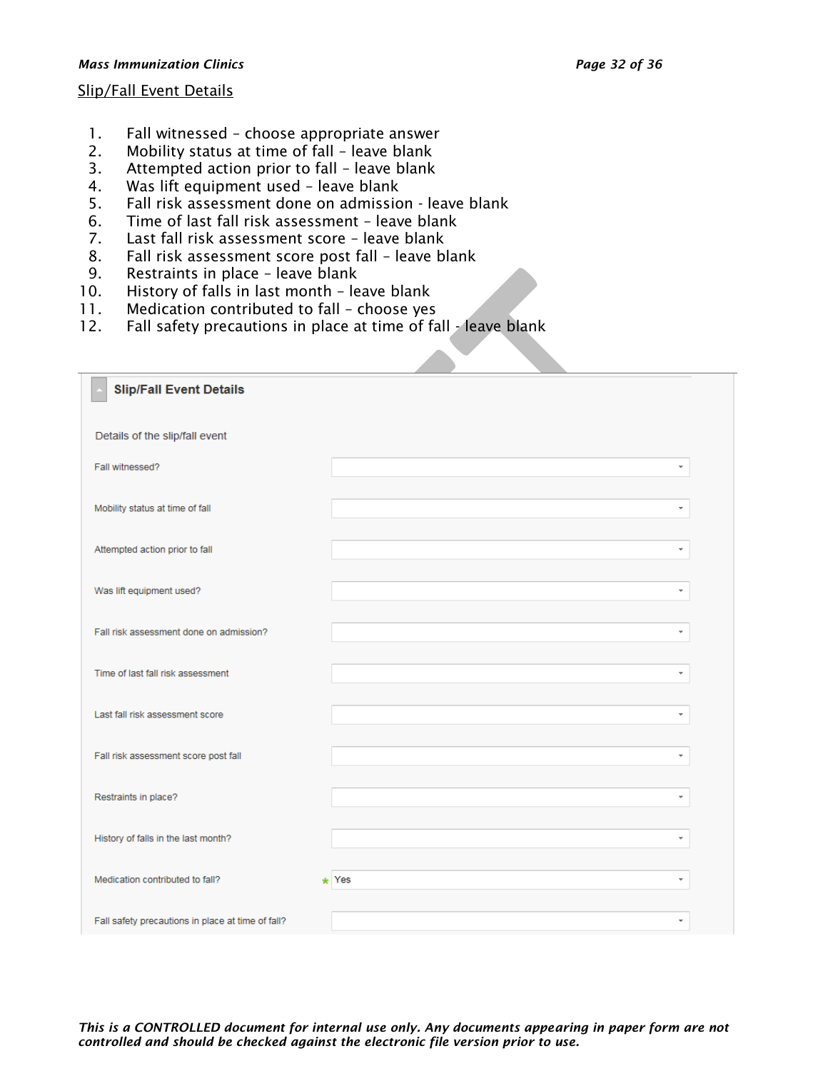## Slip/Fall Event Details

1. Fall witnessed – choose appropriate answer
2. Mobility status at time of fall – leave blank
3. Attempted action prior to fall – leave blank
4. Was lift equipment used – leave blank
5. Fall risk assessment done on admission - leave blank
6. Time of last fall risk assessment – leave blank
7. Last fall risk assessment score – leave blank
8. Fall risk assessment score post fall – leave blank
9. Restraints in place – leave blank
10. History of falls in last month – leave blank
11. Medication contributed to fall – choose yes
12. Fall safety precautions in place at time of fall - leave blank

**Slip/Fall Event Details**

Details of the slip/fall event

| Field | Value |
|---|---|
| Fall witnessed? | |
| Mobility status at time of fall | |
| Attempted action prior to fall | |
| Was lift equipment used? | |
| Fall risk assessment done on admission? | |
| Time of last fall risk assessment | |
| Last fall risk assessment score | |
| Fall risk assessment score post fall | |
| Restraints in place? | |
| History of falls in the last month? | |
| Medication contributed to fall? | * Yes |
| Fall safety precautions in place at time of fall? | |

*This is a CONTROLLED document for internal use only. Any documents appearing in paper form are not controlled and should be checked against the electronic file version prior to use.*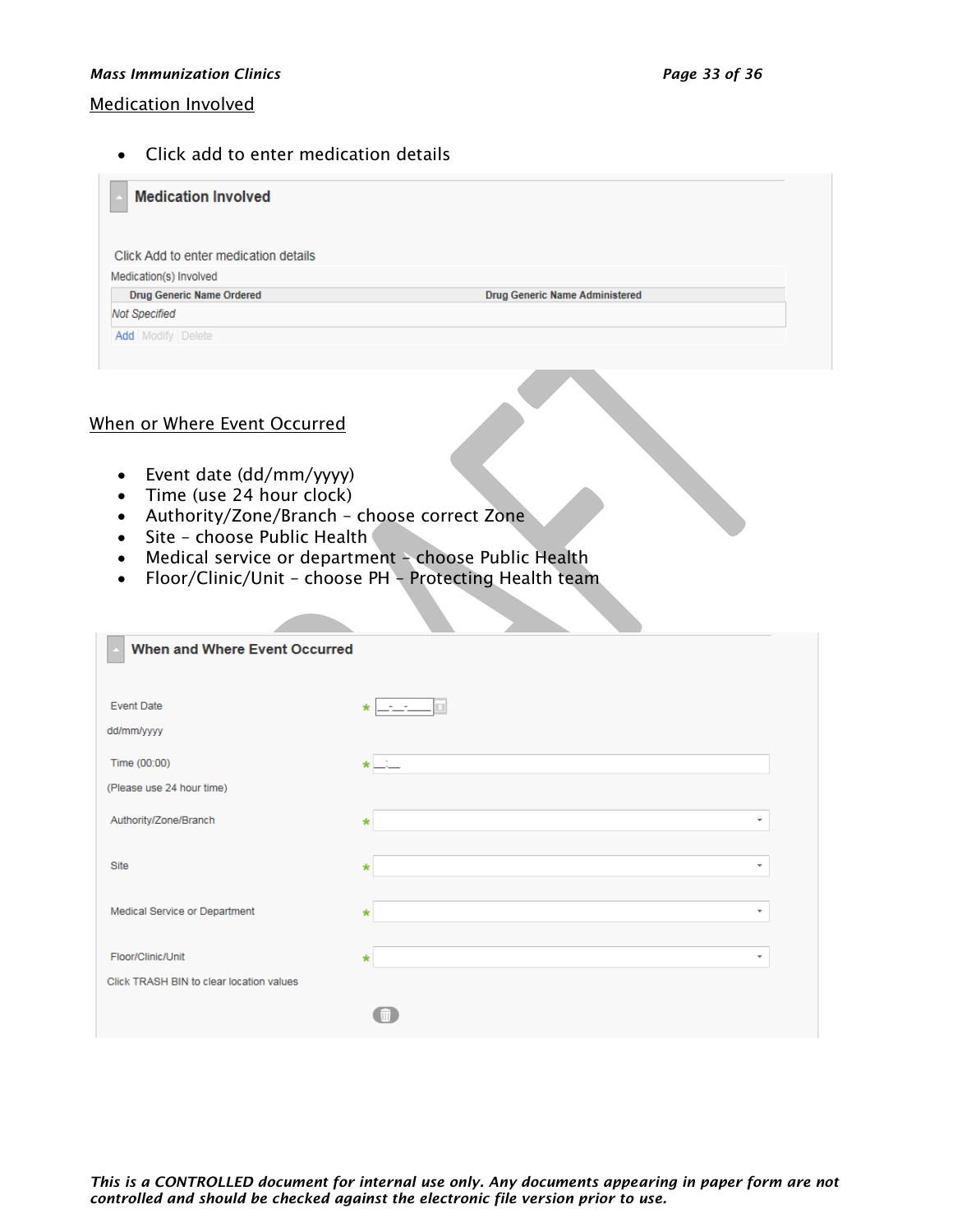## Medication Involved

- Click add to enter medication details

**Medication Involved**

Click Add to enter medication details

Medication(s) Involved

| Drug Generic Name Ordered | Drug Generic Name Administered |
|---|---|
| *Not Specified* | |

Add | Modify | Delete

## When or Where Event Occurred

- Event date (dd/mm/yyyy)
- Time (use 24 hour clock)
- Authority/Zone/Branch – choose correct Zone
- Site – choose Public Health
- Medical service or department – choose Public Health
- Floor/Clinic/Unit – choose PH – Protecting Health team

**When and Where Event Occurred**

Event Date *
dd/mm/yyyy

Time (00:00) *
(Please use 24 hour time)

Authority/Zone/Branch *

Site *

Medical Service or Department *

Floor/Clinic/Unit *

Click TRASH BIN to clear location values

*This is a CONTROLLED document for internal use only. Any documents appearing in paper form are not controlled and should be checked against the electronic file version prior to use.*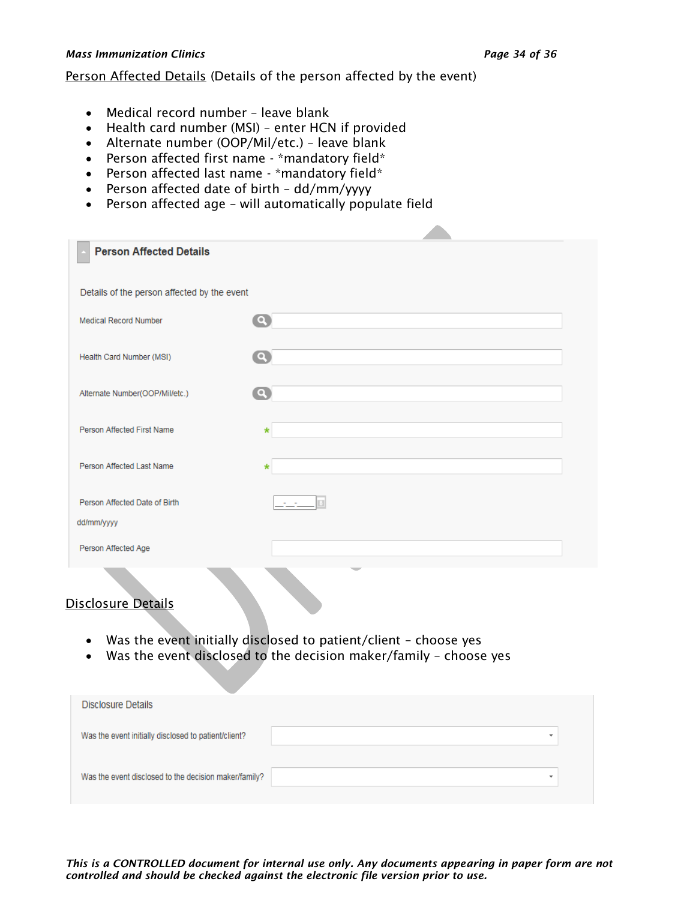Person Affected Details (Details of the person affected by the event)

- Medical record number – leave blank
- Health card number (MSI) – enter HCN if provided
- Alternate number (OOP/Mil/etc.) – leave blank
- Person affected first name - *mandatory field*
- Person affected last name - *mandatory field*
- Person affected date of birth – dd/mm/yyyy
- Person affected age – will automatically populate field

**Person Affected Details**

Details of the person affected by the event

Medical Record Number

Health Card Number (MSI)

Alternate Number(OOP/Mil/etc.)

Person Affected First Name *

Person Affected Last Name *

Person Affected Date of Birth dd/mm/yyyy

Person Affected Age

Disclosure Details

- Was the event initially disclosed to patient/client – choose yes
- Was the event disclosed to the decision maker/family – choose yes

Disclosure Details

Was the event initially disclosed to patient/client?

Was the event disclosed to the decision maker/family?

*This is a CONTROLLED document for internal use only. Any documents appearing in paper form are not controlled and should be checked against the electronic file version prior to use.*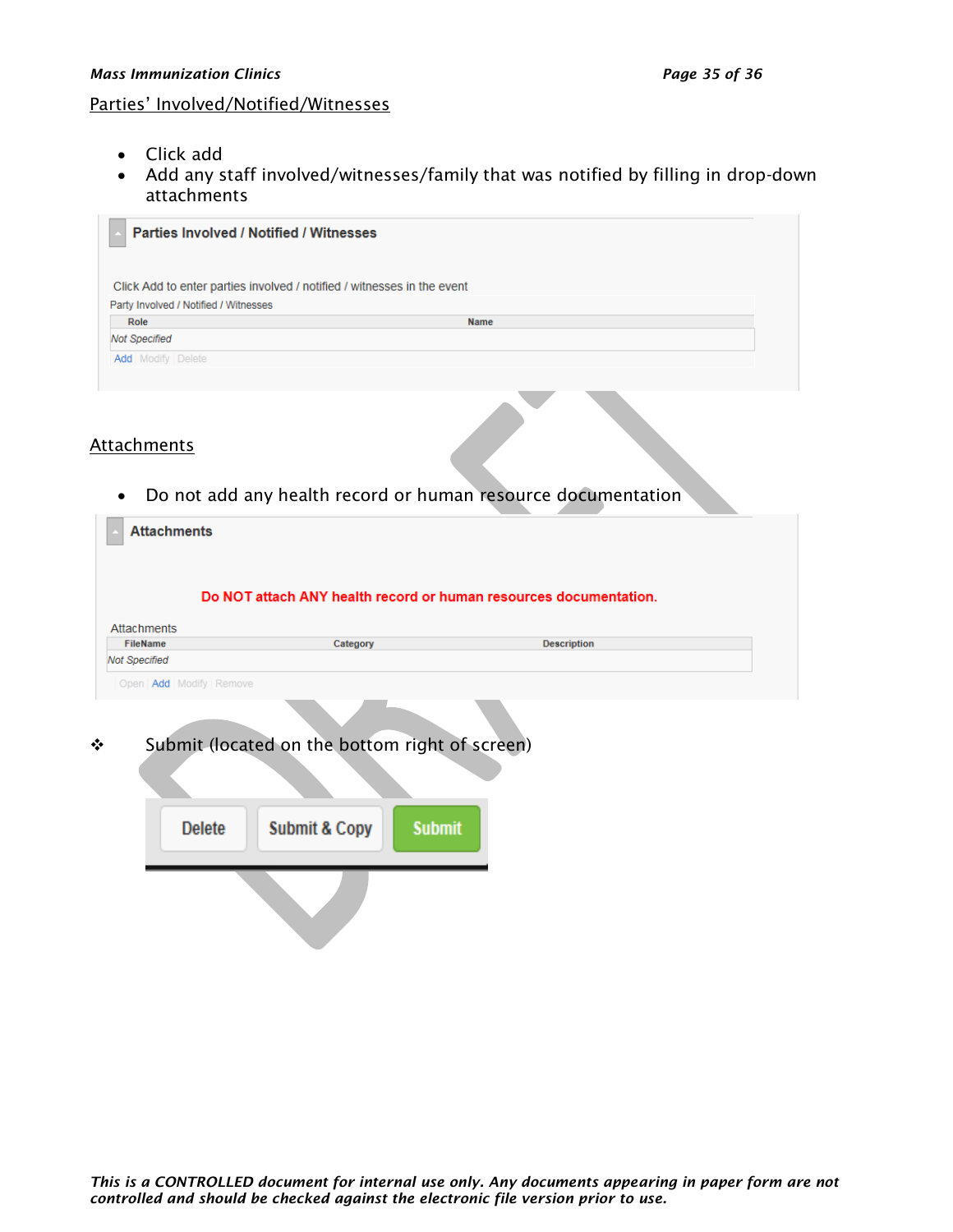Parties' Involved/Notified/Witnesses

- Click add
- Add any staff involved/witnesses/family that was notified by filling in drop-down attachments

**Parties Involved / Notified / Witnesses**

Click Add to enter parties involved / notified / witnesses in the event

Party Involved / Notified / Witnesses

| Role | Name |
|---|---|
| *Not Specified* | |

Add | Modify | Delete

Attachments

- Do not add any health record or human resource documentation

**Attachments**

**Do NOT attach ANY health record or human resources documentation.**

Attachments

| FileName | Category | Description |
|---|---|---|
| *Not Specified* | | |

Open | Add | Modify | Remove

❖ Submit (located on the bottom right of screen)

Delete | Submit & Copy | Submit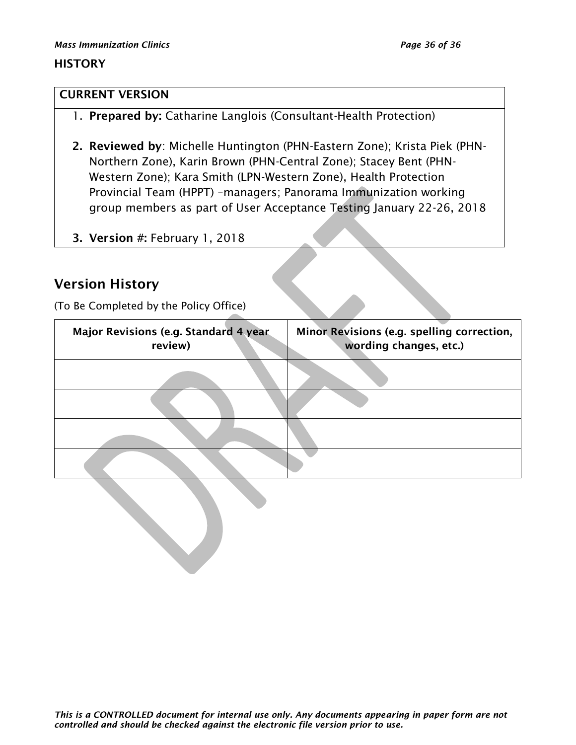**HISTORY**

| CURRENT VERSION |
|---|
| 1. **Prepared by:** Catharine Langlois (Consultant-Health Protection)<br><br>2. **Reviewed by**: Michelle Huntington (PHN-Eastern Zone); Krista Piek (PHN-Northern Zone), Karin Brown (PHN-Central Zone); Stacey Bent (PHN-Western Zone); Kara Smith (LPN-Western Zone), Health Protection Provincial Team (HPPT) –managers; Panorama Immunization working group members as part of User Acceptance Testing January 22-26, 2018<br><br>3. **Version #:** February 1, 2018 |

## Version History

(To Be Completed by the Policy Office)

| Major Revisions (e.g. Standard 4 year review) | Minor Revisions (e.g. spelling correction, wording changes, etc.) |
|---|---|
| | |
| | |
| | |
| | |

*This is a CONTROLLED document for internal use only. Any documents appearing in paper form are not controlled and should be checked against the electronic file version prior to use.*